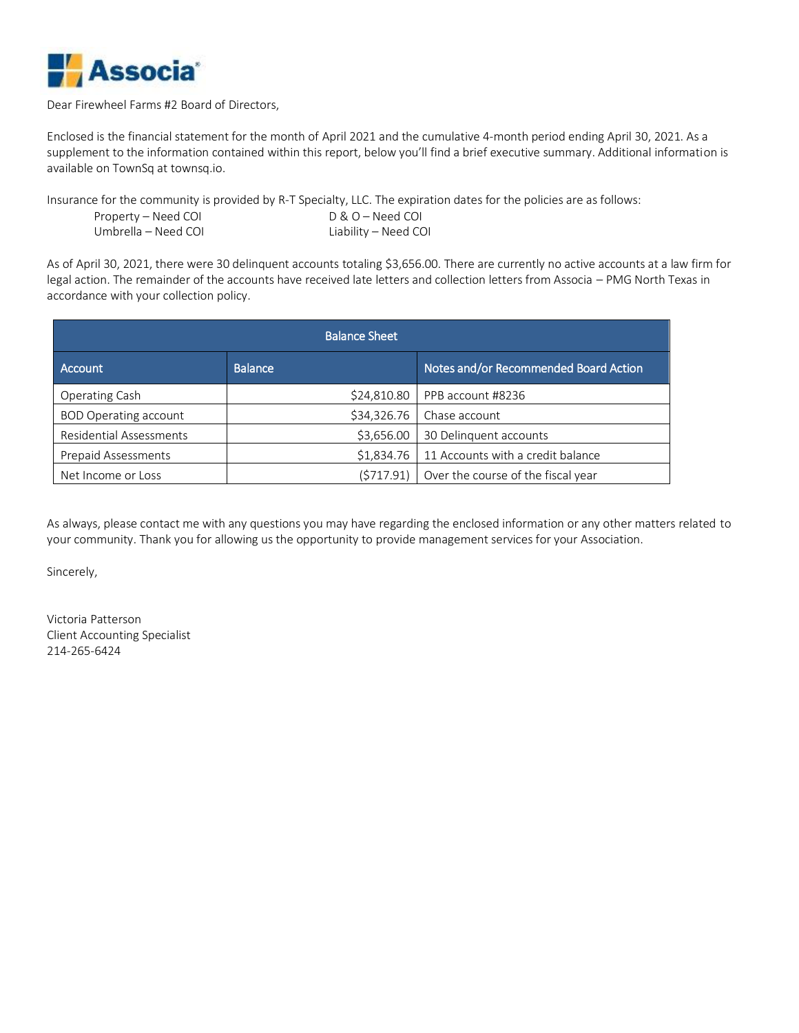Associa

Dear Firewheel Farms #2 Board of Directors,

Enclosed is the financial statement for the month of April 2021 and the cumulative 4-month period ending April 30, 2021. As a supplement to the information contained within this report, below you'll find a brief executive summary. Additional information is available on TownSq at townsq.io.

Insurance for the community is provided by R-T Specialty, LLC. The expiration dates for the policies are as follows:

| | |
|---|---|
| Property – Need COI | D & O – Need COI |
| Umbrella – Need COI | Liability – Need COI |

As of April 30, 2021, there were 30 delinquent accounts totaling $3,656.00. There are currently no active accounts at a law firm for legal action. The remainder of the accounts have received late letters and collection letters from Associa – PMG North Texas in accordance with your collection policy.

| Balance Sheet | | |
|---|---|---|
| **Account** | **Balance** | **Notes and/or Recommended Board Action** |
| Operating Cash | $24,810.80 | PPB account #8236 |
| BOD Operating account | $34,326.76 | Chase account |
| Residential Assessments | $3,656.00 | 30 Delinquent accounts |
| Prepaid Assessments | $1,834.76 | 11 Accounts with a credit balance |
| Net Income or Loss | ($717.91) | Over the course of the fiscal year |

As always, please contact me with any questions you may have regarding the enclosed information or any other matters related to your community. Thank you for allowing us the opportunity to provide management services for your Association.

Sincerely,

Victoria Patterson
Client Accounting Specialist
214-265-6424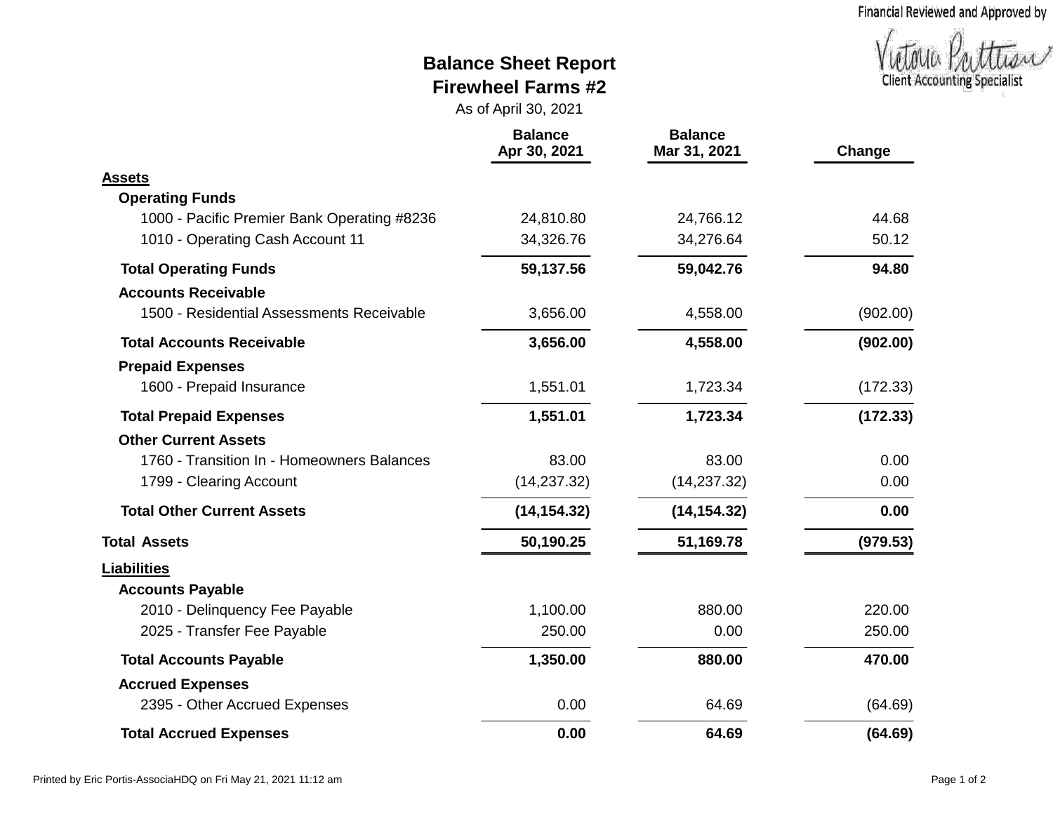Financial Reviewed and Approved by

Victoria Pattison
Client Accounting Specialist

# Balance Sheet Report

## Firewheel Farms #2

As of April 30, 2021

| | Balance Apr 30, 2021 | Balance Mar 31, 2021 | Change |
|---|---|---|---|
| **Assets** | | | |
| **Operating Funds** | | | |
| 1000 - Pacific Premier Bank Operating #8236 | 24,810.80 | 24,766.12 | 44.68 |
| 1010 - Operating Cash Account 11 | 34,326.76 | 34,276.64 | 50.12 |
| **Total Operating Funds** | **59,137.56** | **59,042.76** | **94.80** |
| **Accounts Receivable** | | | |
| 1500 - Residential Assessments Receivable | 3,656.00 | 4,558.00 | (902.00) |
| **Total Accounts Receivable** | **3,656.00** | **4,558.00** | **(902.00)** |
| **Prepaid Expenses** | | | |
| 1600 - Prepaid Insurance | 1,551.01 | 1,723.34 | (172.33) |
| **Total Prepaid Expenses** | **1,551.01** | **1,723.34** | **(172.33)** |
| **Other Current Assets** | | | |
| 1760 - Transition In - Homeowners Balances | 83.00 | 83.00 | 0.00 |
| 1799 - Clearing Account | (14,237.32) | (14,237.32) | 0.00 |
| **Total Other Current Assets** | **(14,154.32)** | **(14,154.32)** | **0.00** |
| **Total Assets** | **50,190.25** | **51,169.78** | **(979.53)** |
| **Liabilities** | | | |
| **Accounts Payable** | | | |
| 2010 - Delinquency Fee Payable | 1,100.00 | 880.00 | 220.00 |
| 2025 - Transfer Fee Payable | 250.00 | 0.00 | 250.00 |
| **Total Accounts Payable** | **1,350.00** | **880.00** | **470.00** |
| **Accrued Expenses** | | | |
| 2395 - Other Accrued Expenses | 0.00 | 64.69 | (64.69) |
| **Total Accrued Expenses** | **0.00** | **64.69** | **(64.69)** |

Printed by Eric Portis-AssociaHDQ on Fri May 21, 2021 11:12 am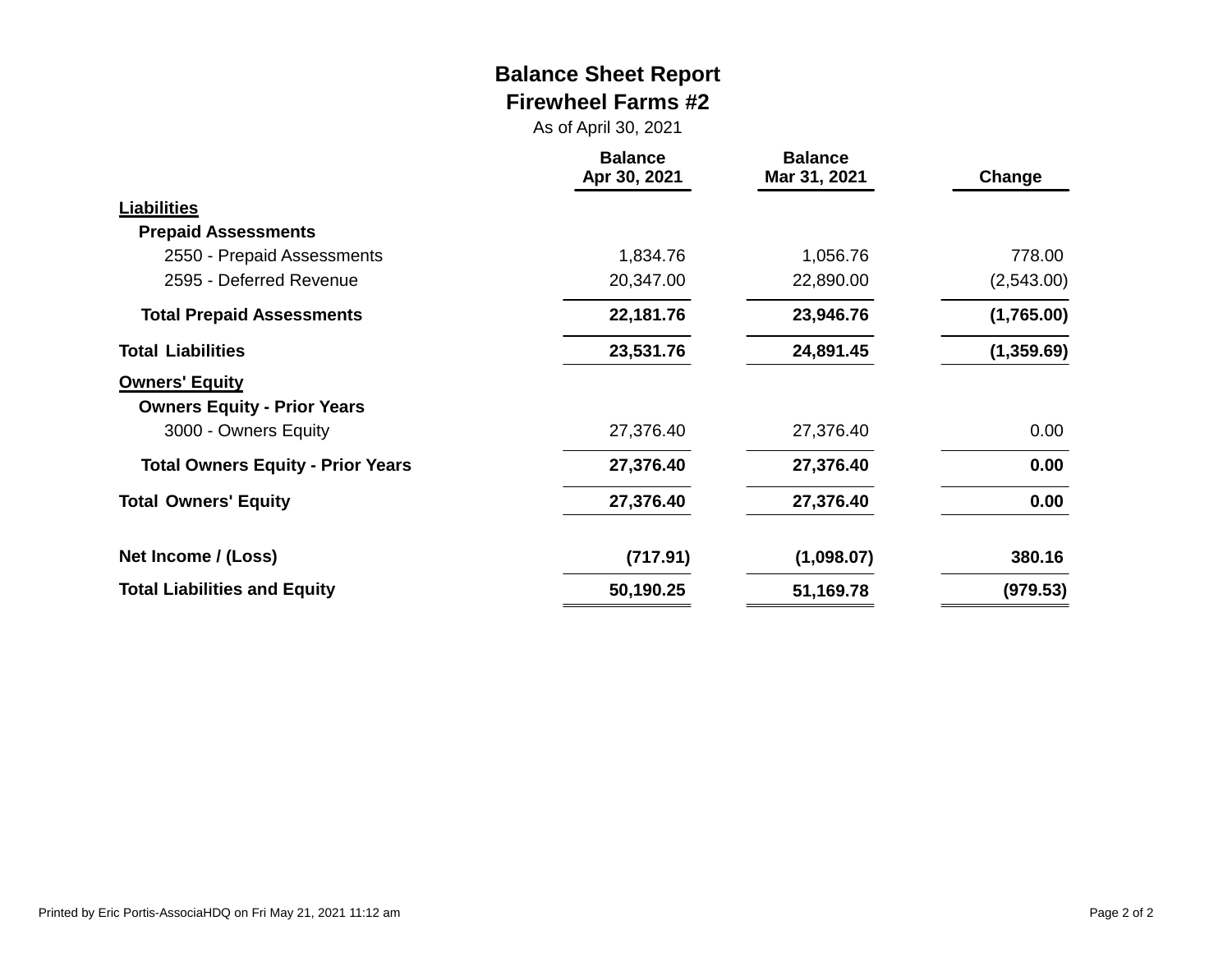# Balance Sheet Report

## Firewheel Farms #2

As of April 30, 2021

| | Balance Apr 30, 2021 | Balance Mar 31, 2021 | Change |
|---|---|---|---|
| **Liabilities** | | | |
| **Prepaid Assessments** | | | |
| 2550 - Prepaid Assessments | 1,834.76 | 1,056.76 | 778.00 |
| 2595 - Deferred Revenue | 20,347.00 | 22,890.00 | (2,543.00) |
| **Total Prepaid Assessments** | **22,181.76** | **23,946.76** | **(1,765.00)** |
| **Total Liabilities** | **23,531.76** | **24,891.45** | **(1,359.69)** |
| **Owners' Equity** | | | |
| **Owners Equity - Prior Years** | | | |
| 3000 - Owners Equity | 27,376.40 | 27,376.40 | 0.00 |
| **Total Owners Equity - Prior Years** | **27,376.40** | **27,376.40** | **0.00** |
| **Total Owners' Equity** | **27,376.40** | **27,376.40** | **0.00** |
| **Net Income / (Loss)** | **(717.91)** | **(1,098.07)** | **380.16** |
| **Total Liabilities and Equity** | **50,190.25** | **51,169.78** | **(979.53)** |

Printed by Eric Portis-AssociaHDQ on Fri May 21, 2021 11:12 am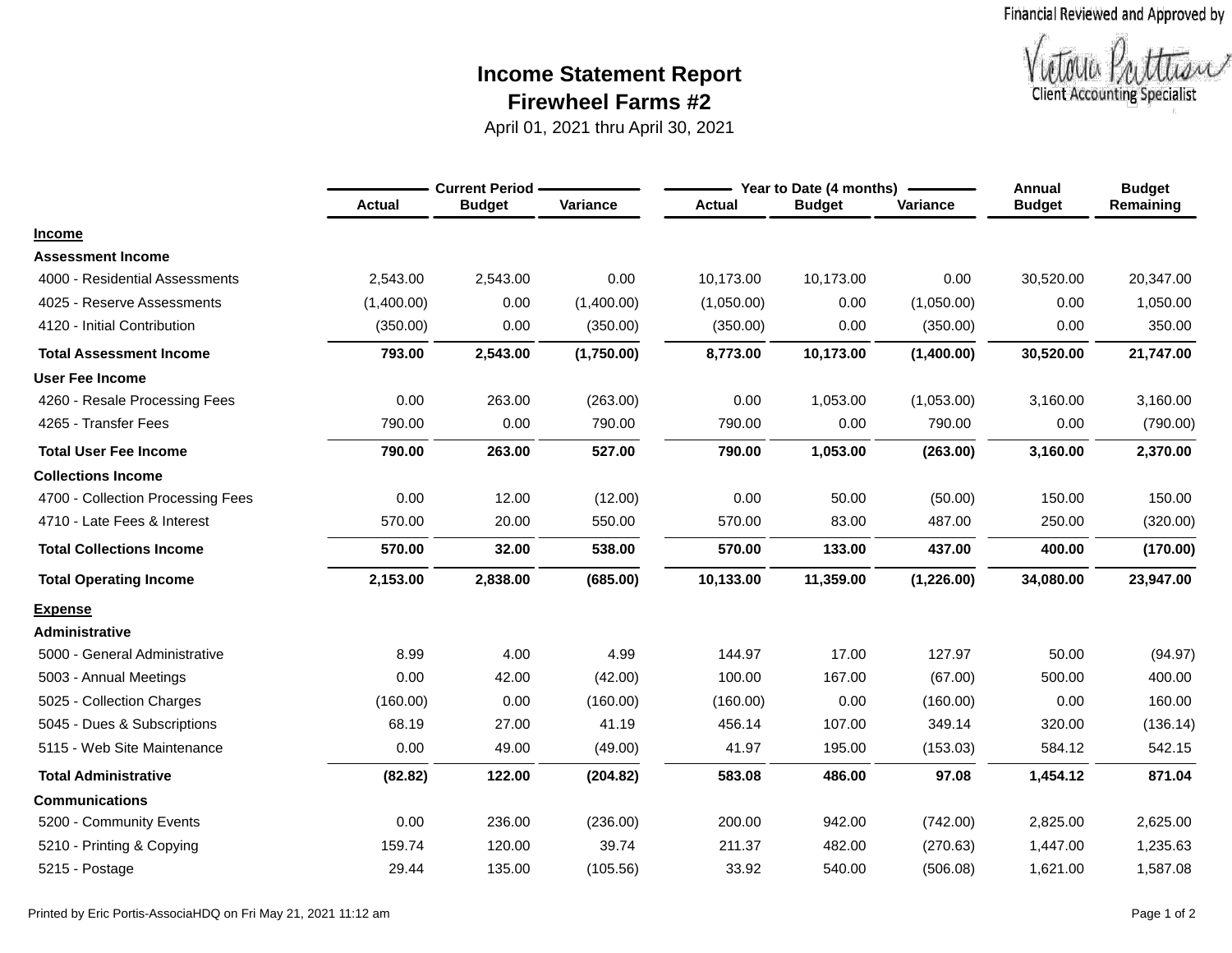Financial Reviewed and Approved by

Victoria Pattison
Client Accounting Specialist

# Income Statement Report
## Firewheel Farms #2
April 01, 2021 thru April 30, 2021

| | Current Period | | | Year to Date (4 months) | | | | |
|---|---|---|---|---|---|---|---|---|
| | **Actual** | **Budget** | **Variance** | **Actual** | **Budget** | **Variance** | **Annual Budget** | **Budget Remaining** |
| **Income** | | | | | | | | |
| **Assessment Income** | | | | | | | | |
| 4000 - Residential Assessments | 2,543.00 | 2,543.00 | 0.00 | 10,173.00 | 10,173.00 | 0.00 | 30,520.00 | 20,347.00 |
| 4025 - Reserve Assessments | (1,400.00) | 0.00 | (1,400.00) | (1,050.00) | 0.00 | (1,050.00) | 0.00 | 1,050.00 |
| 4120 - Initial Contribution | (350.00) | 0.00 | (350.00) | (350.00) | 0.00 | (350.00) | 0.00 | 350.00 |
| **Total Assessment Income** | **793.00** | **2,543.00** | **(1,750.00)** | **8,773.00** | **10,173.00** | **(1,400.00)** | **30,520.00** | **21,747.00** |
| **User Fee Income** | | | | | | | | |
| 4260 - Resale Processing Fees | 0.00 | 263.00 | (263.00) | 0.00 | 1,053.00 | (1,053.00) | 3,160.00 | 3,160.00 |
| 4265 - Transfer Fees | 790.00 | 0.00 | 790.00 | 790.00 | 0.00 | 790.00 | 0.00 | (790.00) |
| **Total User Fee Income** | **790.00** | **263.00** | **527.00** | **790.00** | **1,053.00** | **(263.00)** | **3,160.00** | **2,370.00** |
| **Collections Income** | | | | | | | | |
| 4700 - Collection Processing Fees | 0.00 | 12.00 | (12.00) | 0.00 | 50.00 | (50.00) | 150.00 | 150.00 |
| 4710 - Late Fees & Interest | 570.00 | 20.00 | 550.00 | 570.00 | 83.00 | 487.00 | 250.00 | (320.00) |
| **Total Collections Income** | **570.00** | **32.00** | **538.00** | **570.00** | **133.00** | **437.00** | **400.00** | **(170.00)** |
| **Total Operating Income** | **2,153.00** | **2,838.00** | **(685.00)** | **10,133.00** | **11,359.00** | **(1,226.00)** | **34,080.00** | **23,947.00** |
| **Expense** | | | | | | | | |
| **Administrative** | | | | | | | | |
| 5000 - General Administrative | 8.99 | 4.00 | 4.99 | 144.97 | 17.00 | 127.97 | 50.00 | (94.97) |
| 5003 - Annual Meetings | 0.00 | 42.00 | (42.00) | 100.00 | 167.00 | (67.00) | 500.00 | 400.00 |
| 5025 - Collection Charges | (160.00) | 0.00 | (160.00) | (160.00) | 0.00 | (160.00) | 0.00 | 160.00 |
| 5045 - Dues & Subscriptions | 68.19 | 27.00 | 41.19 | 456.14 | 107.00 | 349.14 | 320.00 | (136.14) |
| 5115 - Web Site Maintenance | 0.00 | 49.00 | (49.00) | 41.97 | 195.00 | (153.03) | 584.12 | 542.15 |
| **Total Administrative** | **(82.82)** | **122.00** | **(204.82)** | **583.08** | **486.00** | **97.08** | **1,454.12** | **871.04** |
| **Communications** | | | | | | | | |
| 5200 - Community Events | 0.00 | 236.00 | (236.00) | 200.00 | 942.00 | (742.00) | 2,825.00 | 2,625.00 |
| 5210 - Printing & Copying | 159.74 | 120.00 | 39.74 | 211.37 | 482.00 | (270.63) | 1,447.00 | 1,235.63 |
| 5215 - Postage | 29.44 | 135.00 | (105.56) | 33.92 | 540.00 | (506.08) | 1,621.00 | 1,587.08 |

Printed by Eric Portis-AssociaHDQ on Fri May 21, 2021 11:12 am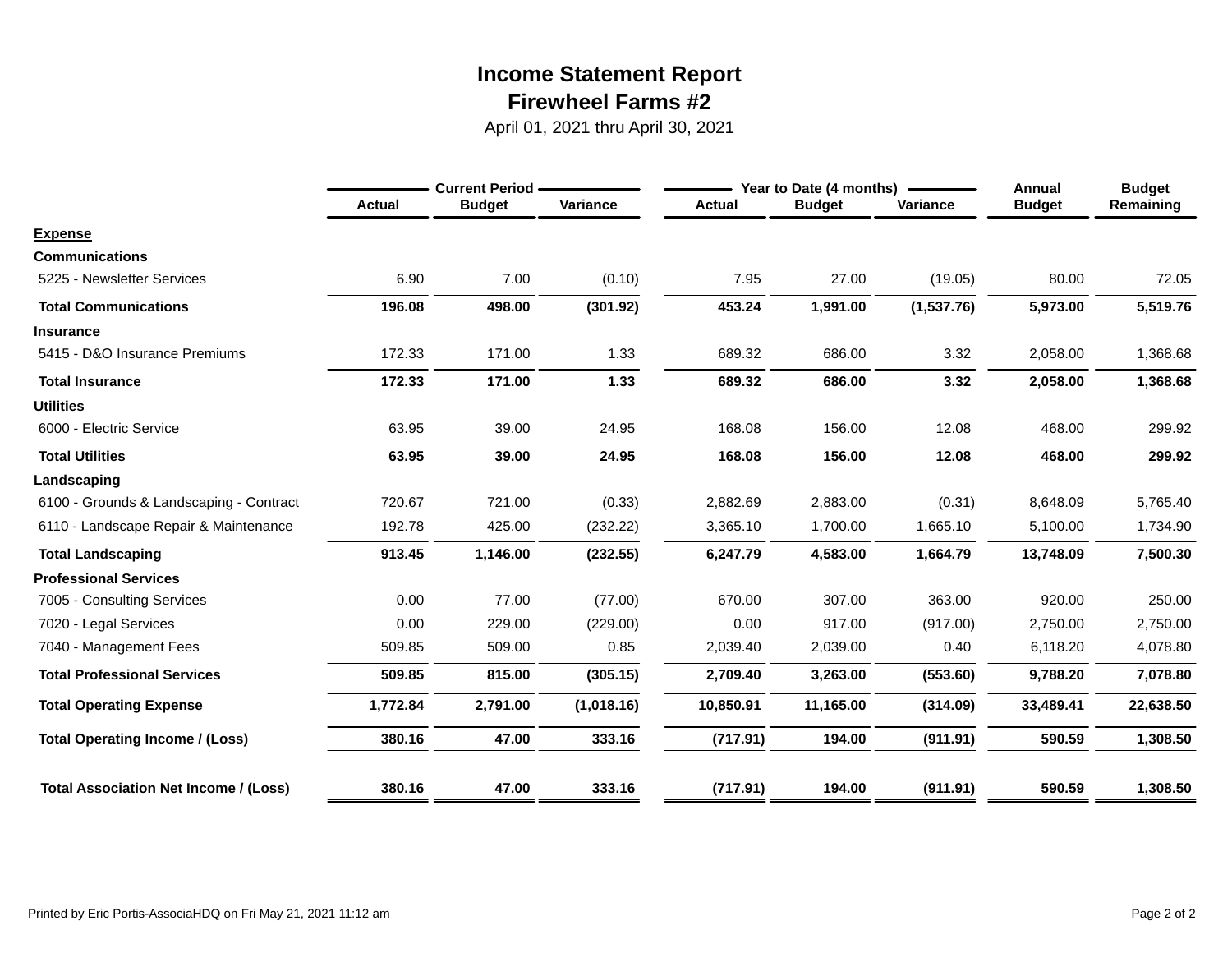# Income Statement Report

## Firewheel Farms #2

April 01, 2021 thru April 30, 2021

| | Current Period | | | Year to Date (4 months) | | | Annual | Budget |
|---|---|---|---|---|---|---|---|---|
| | Actual | Budget | Variance | Actual | Budget | Variance | Budget | Remaining |
| **Expense** | | | | | | | | |
| **Communications** | | | | | | | | |
| 5225 - Newsletter Services | 6.90 | 7.00 | (0.10) | 7.95 | 27.00 | (19.05) | 80.00 | 72.05 |
| **Total Communications** | **196.08** | **498.00** | **(301.92)** | **453.24** | **1,991.00** | **(1,537.76)** | **5,973.00** | **5,519.76** |
| **Insurance** | | | | | | | | |
| 5415 - D&O Insurance Premiums | 172.33 | 171.00 | 1.33 | 689.32 | 686.00 | 3.32 | 2,058.00 | 1,368.68 |
| **Total Insurance** | **172.33** | **171.00** | **1.33** | **689.32** | **686.00** | **3.32** | **2,058.00** | **1,368.68** |
| **Utilities** | | | | | | | | |
| 6000 - Electric Service | 63.95 | 39.00 | 24.95 | 168.08 | 156.00 | 12.08 | 468.00 | 299.92 |
| **Total Utilities** | **63.95** | **39.00** | **24.95** | **168.08** | **156.00** | **12.08** | **468.00** | **299.92** |
| **Landscaping** | | | | | | | | |
| 6100 - Grounds & Landscaping - Contract | 720.67 | 721.00 | (0.33) | 2,882.69 | 2,883.00 | (0.31) | 8,648.09 | 5,765.40 |
| 6110 - Landscape Repair & Maintenance | 192.78 | 425.00 | (232.22) | 3,365.10 | 1,700.00 | 1,665.10 | 5,100.00 | 1,734.90 |
| **Total Landscaping** | **913.45** | **1,146.00** | **(232.55)** | **6,247.79** | **4,583.00** | **1,664.79** | **13,748.09** | **7,500.30** |
| **Professional Services** | | | | | | | | |
| 7005 - Consulting Services | 0.00 | 77.00 | (77.00) | 670.00 | 307.00 | 363.00 | 920.00 | 250.00 |
| 7020 - Legal Services | 0.00 | 229.00 | (229.00) | 0.00 | 917.00 | (917.00) | 2,750.00 | 2,750.00 |
| 7040 - Management Fees | 509.85 | 509.00 | 0.85 | 2,039.40 | 2,039.00 | 0.40 | 6,118.20 | 4,078.80 |
| **Total Professional Services** | **509.85** | **815.00** | **(305.15)** | **2,709.40** | **3,263.00** | **(553.60)** | **9,788.20** | **7,078.80** |
| **Total Operating Expense** | **1,772.84** | **2,791.00** | **(1,018.16)** | **10,850.91** | **11,165.00** | **(314.09)** | **33,489.41** | **22,638.50** |
| **Total Operating Income / (Loss)** | **380.16** | **47.00** | **333.16** | **(717.91)** | **194.00** | **(911.91)** | **590.59** | **1,308.50** |
| **Total Association Net Income / (Loss)** | **380.16** | **47.00** | **333.16** | **(717.91)** | **194.00** | **(911.91)** | **590.59** | **1,308.50** |

Printed by Eric Portis-AssociaHDQ on Fri May 21, 2021 11:12 am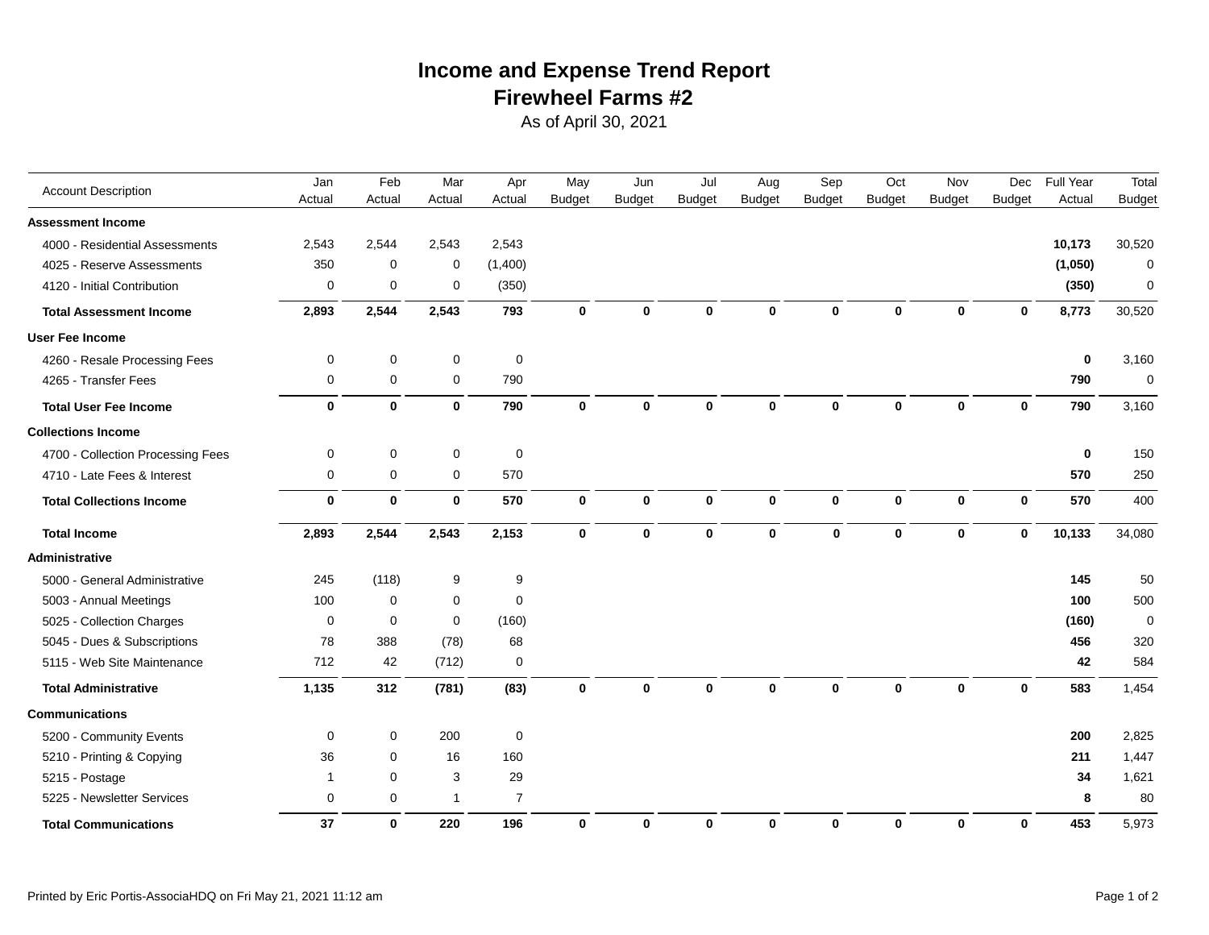# Income and Expense Trend Report
## Firewheel Farms #2
As of April 30, 2021

| Account Description | Jan Actual | Feb Actual | Mar Actual | Apr Actual | May Budget | Jun Budget | Jul Budget | Aug Budget | Sep Budget | Oct Budget | Nov Budget | Dec Budget | Full Year Actual | Total Budget |
|---|---|---|---|---|---|---|---|---|---|---|---|---|---|---|
| **Assessment Income** | | | | | | | | | | | | | | |
| 4000 - Residential Assessments | 2,543 | 2,544 | 2,543 | 2,543 | | | | | | | | | **10,173** | 30,520 |
| 4025 - Reserve Assessments | 350 | 0 | 0 | (1,400) | | | | | | | | | **(1,050)** | 0 |
| 4120 - Initial Contribution | 0 | 0 | 0 | (350) | | | | | | | | | **(350)** | 0 |
| **Total Assessment Income** | **2,893** | **2,544** | **2,543** | **793** | **0** | **0** | **0** | **0** | **0** | **0** | **0** | **0** | **8,773** | 30,520 |
| **User Fee Income** | | | | | | | | | | | | | | |
| 4260 - Resale Processing Fees | 0 | 0 | 0 | 0 | | | | | | | | | **0** | 3,160 |
| 4265 - Transfer Fees | 0 | 0 | 0 | 790 | | | | | | | | | **790** | 0 |
| **Total User Fee Income** | **0** | **0** | **0** | **790** | **0** | **0** | **0** | **0** | **0** | **0** | **0** | **0** | **790** | 3,160 |
| **Collections Income** | | | | | | | | | | | | | | |
| 4700 - Collection Processing Fees | 0 | 0 | 0 | 0 | | | | | | | | | **0** | 150 |
| 4710 - Late Fees & Interest | 0 | 0 | 0 | 570 | | | | | | | | | **570** | 250 |
| **Total Collections Income** | **0** | **0** | **0** | **570** | **0** | **0** | **0** | **0** | **0** | **0** | **0** | **0** | **570** | 400 |
| **Total Income** | **2,893** | **2,544** | **2,543** | **2,153** | **0** | **0** | **0** | **0** | **0** | **0** | **0** | **0** | **10,133** | 34,080 |
| **Administrative** | | | | | | | | | | | | | | |
| 5000 - General Administrative | 245 | (118) | 9 | 9 | | | | | | | | | **145** | 50 |
| 5003 - Annual Meetings | 100 | 0 | 0 | 0 | | | | | | | | | **100** | 500 |
| 5025 - Collection Charges | 0 | 0 | 0 | (160) | | | | | | | | | **(160)** | 0 |
| 5045 - Dues & Subscriptions | 78 | 388 | (78) | 68 | | | | | | | | | **456** | 320 |
| 5115 - Web Site Maintenance | 712 | 42 | (712) | 0 | | | | | | | | | **42** | 584 |
| **Total Administrative** | **1,135** | **312** | **(781)** | **(83)** | **0** | **0** | **0** | **0** | **0** | **0** | **0** | **0** | **583** | 1,454 |
| **Communications** | | | | | | | | | | | | | | |
| 5200 - Community Events | 0 | 0 | 200 | 0 | | | | | | | | | **200** | 2,825 |
| 5210 - Printing & Copying | 36 | 0 | 16 | 160 | | | | | | | | | **211** | 1,447 |
| 5215 - Postage | 1 | 0 | 3 | 29 | | | | | | | | | **34** | 1,621 |
| 5225 - Newsletter Services | 0 | 0 | 1 | 7 | | | | | | | | | **8** | 80 |
| **Total Communications** | **37** | **0** | **220** | **196** | **0** | **0** | **0** | **0** | **0** | **0** | **0** | **0** | **453** | 5,973 |

Printed by Eric Portis-AssociaHDQ on Fri May 21, 2021 11:12 am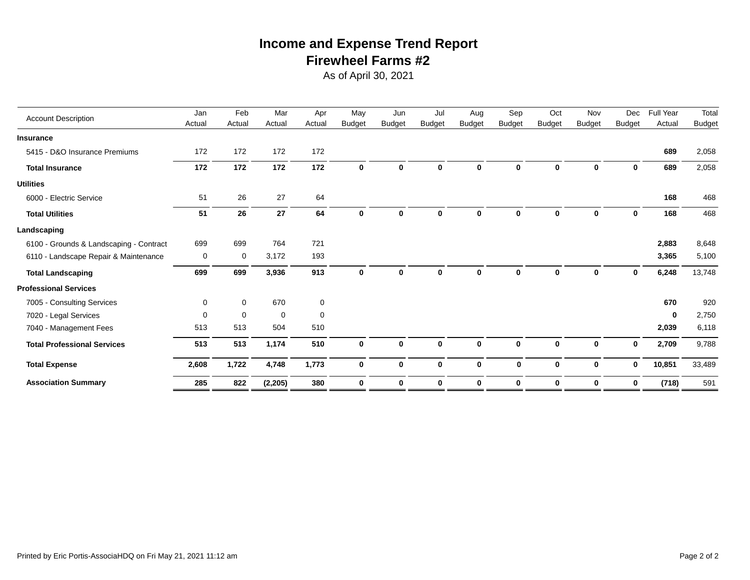# Income and Expense Trend Report
## Firewheel Farms #2
As of April 30, 2021

| Account Description | Jan Actual | Feb Actual | Mar Actual | Apr Actual | May Budget | Jun Budget | Jul Budget | Aug Budget | Sep Budget | Oct Budget | Nov Budget | Dec Budget | Full Year Actual | Total Budget |
|---|---|---|---|---|---|---|---|---|---|---|---|---|---|---|
| **Insurance** | | | | | | | | | | | | | | |
| 5415 - D&O Insurance Premiums | 172 | 172 | 172 | 172 | | | | | | | | | **689** | 2,058 |
| **Total Insurance** | **172** | **172** | **172** | **172** | **0** | **0** | **0** | **0** | **0** | **0** | **0** | **0** | **689** | 2,058 |
| **Utilities** | | | | | | | | | | | | | | |
| 6000 - Electric Service | 51 | 26 | 27 | 64 | | | | | | | | | **168** | 468 |
| **Total Utilities** | **51** | **26** | **27** | **64** | **0** | **0** | **0** | **0** | **0** | **0** | **0** | **0** | **168** | 468 |
| **Landscaping** | | | | | | | | | | | | | | |
| 6100 - Grounds & Landscaping - Contract | 699 | 699 | 764 | 721 | | | | | | | | | **2,883** | 8,648 |
| 6110 - Landscape Repair & Maintenance | 0 | 0 | 3,172 | 193 | | | | | | | | | **3,365** | 5,100 |
| **Total Landscaping** | **699** | **699** | **3,936** | **913** | **0** | **0** | **0** | **0** | **0** | **0** | **0** | **0** | **6,248** | 13,748 |
| **Professional Services** | | | | | | | | | | | | | | |
| 7005 - Consulting Services | 0 | 0 | 670 | 0 | | | | | | | | | **670** | 920 |
| 7020 - Legal Services | 0 | 0 | 0 | 0 | | | | | | | | | **0** | 2,750 |
| 7040 - Management Fees | 513 | 513 | 504 | 510 | | | | | | | | | **2,039** | 6,118 |
| **Total Professional Services** | **513** | **513** | **1,174** | **510** | **0** | **0** | **0** | **0** | **0** | **0** | **0** | **0** | **2,709** | 9,788 |
| **Total Expense** | **2,608** | **1,722** | **4,748** | **1,773** | **0** | **0** | **0** | **0** | **0** | **0** | **0** | **0** | **10,851** | 33,489 |
| **Association Summary** | **285** | **822** | **(2,205)** | **380** | **0** | **0** | **0** | **0** | **0** | **0** | **0** | **0** | **(718)** | 591 |

Printed by Eric Portis-AssociaHDQ on Fri May 21, 2021 11:12 am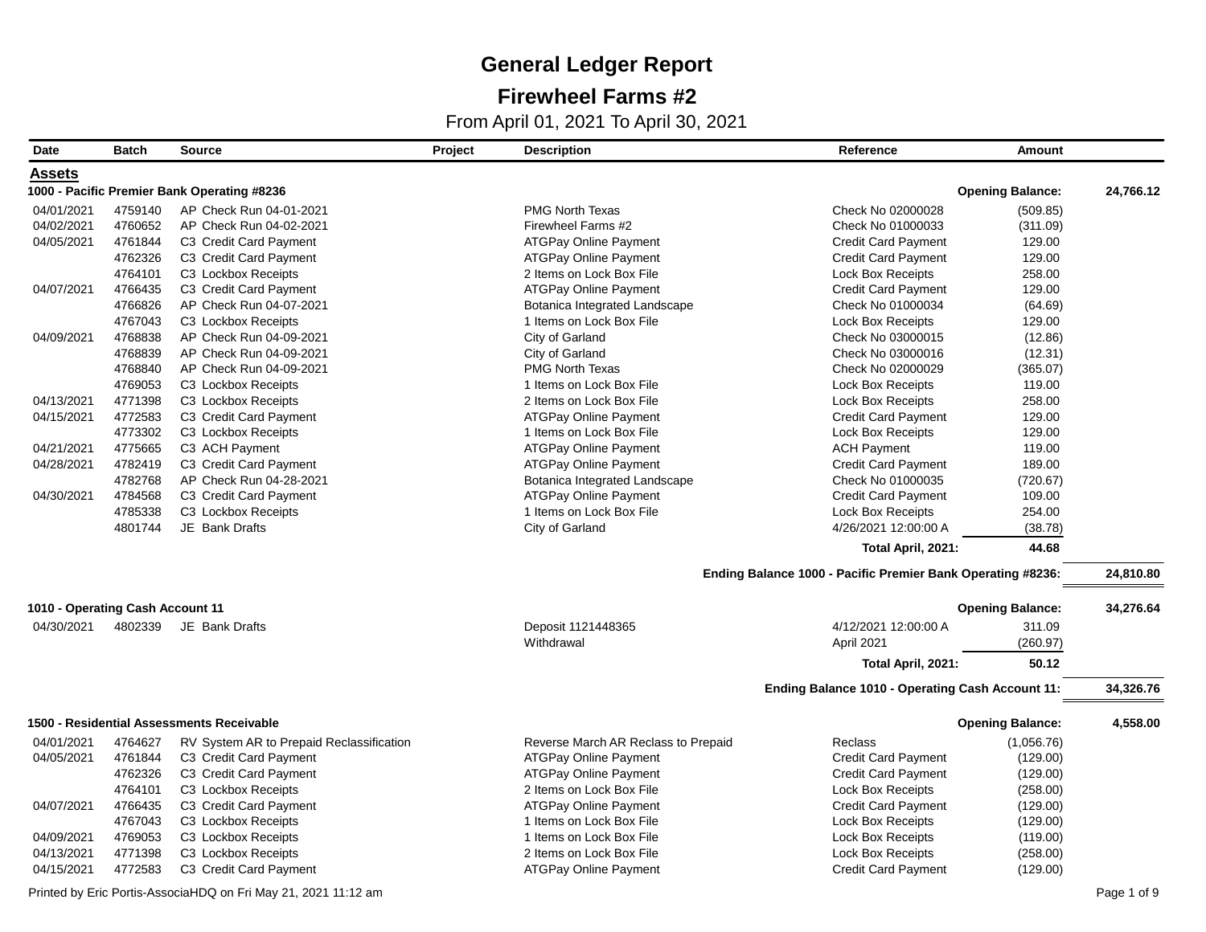# General Ledger Report

## Firewheel Farms #2

From April 01, 2021 To April 30, 2021

| Date | Batch | Source | Project | Description | Reference | Amount | |
|---|---|---|---|---|---|---|---|
| **Assets** | | | | | | | |
| **1000 - Pacific Premier Bank Operating #8236** | | | | | | **Opening Balance:** | **24,766.12** |
| 04/01/2021 | 4759140 | AP Check Run 04-01-2021 | | PMG North Texas | Check No 02000028 | (509.85) | |
| 04/02/2021 | 4760652 | AP Check Run 04-02-2021 | | Firewheel Farms #2 | Check No 01000033 | (311.09) | |
| 04/05/2021 | 4761844 | C3 Credit Card Payment | | ATGPay Online Payment | Credit Card Payment | 129.00 | |
| | 4762326 | C3 Credit Card Payment | | ATGPay Online Payment | Credit Card Payment | 129.00 | |
| | 4764101 | C3 Lockbox Receipts | | 2 Items on Lock Box File | Lock Box Receipts | 258.00 | |
| 04/07/2021 | 4766435 | C3 Credit Card Payment | | ATGPay Online Payment | Credit Card Payment | 129.00 | |
| | 4766826 | AP Check Run 04-07-2021 | | Botanica Integrated Landscape | Check No 01000034 | (64.69) | |
| | 4767043 | C3 Lockbox Receipts | | 1 Items on Lock Box File | Lock Box Receipts | 129.00 | |
| 04/09/2021 | 4768838 | AP Check Run 04-09-2021 | | City of Garland | Check No 03000015 | (12.86) | |
| | 4768839 | AP Check Run 04-09-2021 | | City of Garland | Check No 03000016 | (12.31) | |
| | 4768840 | AP Check Run 04-09-2021 | | PMG North Texas | Check No 02000029 | (365.07) | |
| | 4769053 | C3 Lockbox Receipts | | 1 Items on Lock Box File | Lock Box Receipts | 119.00 | |
| 04/13/2021 | 4771398 | C3 Lockbox Receipts | | 2 Items on Lock Box File | Lock Box Receipts | 258.00 | |
| 04/15/2021 | 4772583 | C3 Credit Card Payment | | ATGPay Online Payment | Credit Card Payment | 129.00 | |
| | 4773302 | C3 Lockbox Receipts | | 1 Items on Lock Box File | Lock Box Receipts | 129.00 | |
| 04/21/2021 | 4775665 | C3 ACH Payment | | ATGPay Online Payment | ACH Payment | 119.00 | |
| 04/28/2021 | 4782419 | C3 Credit Card Payment | | ATGPay Online Payment | Credit Card Payment | 189.00 | |
| | 4782768 | AP Check Run 04-28-2021 | | Botanica Integrated Landscape | Check No 01000035 | (720.67) | |
| 04/30/2021 | 4784568 | C3 Credit Card Payment | | ATGPay Online Payment | Credit Card Payment | 109.00 | |
| | 4785338 | C3 Lockbox Receipts | | 1 Items on Lock Box File | Lock Box Receipts | 254.00 | |
| | 4801744 | JE Bank Drafts | | City of Garland | 4/26/2021 12:00:00 A | (38.78) | |
| | | | | | **Total April, 2021:** | **44.68** | |
| | | | | **Ending Balance 1000 - Pacific Premier Bank Operating #8236:** | | | **24,810.80** |
| **1010 - Operating Cash Account 11** | | | | | | **Opening Balance:** | **34,276.64** |
| 04/30/2021 | 4802339 | JE Bank Drafts | | Deposit 1121448365 | 4/12/2021 12:00:00 A | 311.09 | |
| | | | | Withdrawal | April 2021 | (260.97) | |
| | | | | | **Total April, 2021:** | **50.12** | |
| | | | | **Ending Balance 1010 - Operating Cash Account 11:** | | | **34,326.76** |
| **1500 - Residential Assessments Receivable** | | | | | | **Opening Balance:** | **4,558.00** |
| 04/01/2021 | 4764627 | RV System AR to Prepaid Reclassification | | Reverse March AR Reclass to Prepaid | Reclass | (1,056.76) | |
| 04/05/2021 | 4761844 | C3 Credit Card Payment | | ATGPay Online Payment | Credit Card Payment | (129.00) | |
| | 4762326 | C3 Credit Card Payment | | ATGPay Online Payment | Credit Card Payment | (129.00) | |
| | 4764101 | C3 Lockbox Receipts | | 2 Items on Lock Box File | Lock Box Receipts | (258.00) | |
| 04/07/2021 | 4766435 | C3 Credit Card Payment | | ATGPay Online Payment | Credit Card Payment | (129.00) | |
| | 4767043 | C3 Lockbox Receipts | | 1 Items on Lock Box File | Lock Box Receipts | (129.00) | |
| 04/09/2021 | 4769053 | C3 Lockbox Receipts | | 1 Items on Lock Box File | Lock Box Receipts | (119.00) | |
| 04/13/2021 | 4771398 | C3 Lockbox Receipts | | 2 Items on Lock Box File | Lock Box Receipts | (258.00) | |
| 04/15/2021 | 4772583 | C3 Credit Card Payment | | ATGPay Online Payment | Credit Card Payment | (129.00) | |

Printed by Eric Portis-AssociaHDQ on Fri May 21, 2021 11:12 am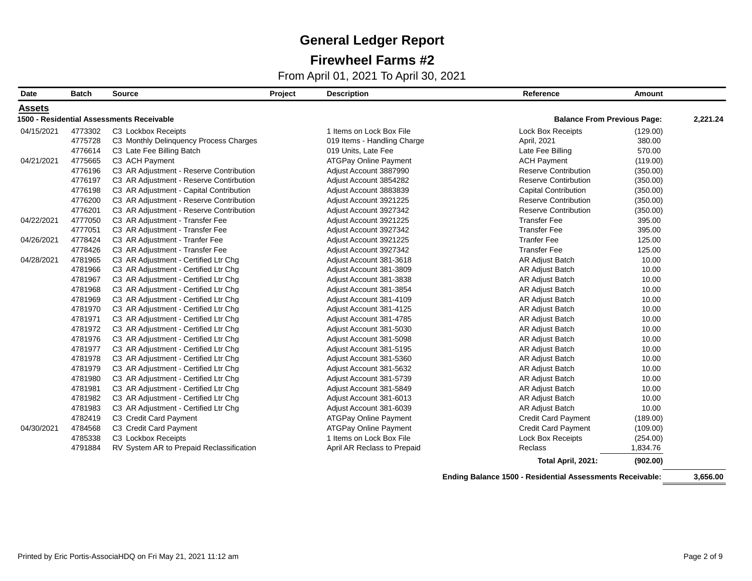# General Ledger Report

## Firewheel Farms #2

From April 01, 2021 To April 30, 2021

| Date | Batch | Source | Project | Description | Reference | Amount | |
|---|---|---|---|---|---|---|---|
| **Assets** | | | | | | | |
| **1500 - Residential Assessments Receivable** | | | | | **Balance From Previous Page:** | | **2,221.24** |
| 04/15/2021 | 4773302 | C3 Lockbox Receipts | | 1 Items on Lock Box File | Lock Box Receipts | (129.00) | |
| | 4775728 | C3 Monthly Delinquency Process Charges | | 019 Items - Handling Charge | April, 2021 | 380.00 | |
| | 4776614 | C3 Late Fee Billing Batch | | 019 Units, Late Fee | Late Fee Billing | 570.00 | |
| 04/21/2021 | 4775665 | C3 ACH Payment | | ATGPay Online Payment | ACH Payment | (119.00) | |
| | 4776196 | C3 AR Adjustment - Reserve Contribution | | Adjust Account 3887990 | Reserve Contribution | (350.00) | |
| | 4776197 | C3 AR Adjustment - Reserve Contirbution | | Adjust Account 3854282 | Reserve Contirbution | (350.00) | |
| | 4776198 | C3 AR Adjustment - Capital Contribution | | Adjust Account 3883839 | Capital Contribution | (350.00) | |
| | 4776200 | C3 AR Adjustment - Reserve Contribution | | Adjust Account 3921225 | Reserve Contribution | (350.00) | |
| | 4776201 | C3 AR Adjustment - Reserve Contribution | | Adjust Account 3927342 | Reserve Contribution | (350.00) | |
| 04/22/2021 | 4777050 | C3 AR Adjustment - Transfer Fee | | Adjust Account 3921225 | Transfer Fee | 395.00 | |
| | 4777051 | C3 AR Adjustment - Transfer Fee | | Adjust Account 3927342 | Transfer Fee | 395.00 | |
| 04/26/2021 | 4778424 | C3 AR Adjustment - Tranfer Fee | | Adjust Account 3921225 | Tranfer Fee | 125.00 | |
| | 4778426 | C3 AR Adjustment - Transfer Fee | | Adjust Account 3927342 | Transfer Fee | 125.00 | |
| 04/28/2021 | 4781965 | C3 AR Adjustment - Certified Ltr Chg | | Adjust Account 381-3618 | AR Adjust Batch | 10.00 | |
| | 4781966 | C3 AR Adjustment - Certified Ltr Chg | | Adjust Account 381-3809 | AR Adjust Batch | 10.00 | |
| | 4781967 | C3 AR Adjustment - Certified Ltr Chg | | Adjust Account 381-3838 | AR Adjust Batch | 10.00 | |
| | 4781968 | C3 AR Adjustment - Certified Ltr Chg | | Adjust Account 381-3854 | AR Adjust Batch | 10.00 | |
| | 4781969 | C3 AR Adjustment - Certified Ltr Chg | | Adjust Account 381-4109 | AR Adjust Batch | 10.00 | |
| | 4781970 | C3 AR Adjustment - Certified Ltr Chg | | Adjust Account 381-4125 | AR Adjust Batch | 10.00 | |
| | 4781971 | C3 AR Adjustment - Certified Ltr Chg | | Adjust Account 381-4785 | AR Adjust Batch | 10.00 | |
| | 4781972 | C3 AR Adjustment - Certified Ltr Chg | | Adjust Account 381-5030 | AR Adjust Batch | 10.00 | |
| | 4781976 | C3 AR Adjustment - Certified Ltr Chg | | Adjust Account 381-5098 | AR Adjust Batch | 10.00 | |
| | 4781977 | C3 AR Adjustment - Certified Ltr Chg | | Adjust Account 381-5195 | AR Adjust Batch | 10.00 | |
| | 4781978 | C3 AR Adjustment - Certified Ltr Chg | | Adjust Account 381-5360 | AR Adjust Batch | 10.00 | |
| | 4781979 | C3 AR Adjustment - Certified Ltr Chg | | Adjust Account 381-5632 | AR Adjust Batch | 10.00 | |
| | 4781980 | C3 AR Adjustment - Certified Ltr Chg | | Adjust Account 381-5739 | AR Adjust Batch | 10.00 | |
| | 4781981 | C3 AR Adjustment - Certified Ltr Chg | | Adjust Account 381-5849 | AR Adjust Batch | 10.00 | |
| | 4781982 | C3 AR Adjustment - Certified Ltr Chg | | Adjust Account 381-6013 | AR Adjust Batch | 10.00 | |
| | 4781983 | C3 AR Adjustment - Certified Ltr Chg | | Adjust Account 381-6039 | AR Adjust Batch | 10.00 | |
| | 4782419 | C3 Credit Card Payment | | ATGPay Online Payment | Credit Card Payment | (189.00) | |
| 04/30/2021 | 4784568 | C3 Credit Card Payment | | ATGPay Online Payment | Credit Card Payment | (109.00) | |
| | 4785338 | C3 Lockbox Receipts | | 1 Items on Lock Box File | Lock Box Receipts | (254.00) | |
| | 4791884 | RV System AR to Prepaid Reclassification | | April AR Reclass to Prepaid | Reclass | 1,834.76 | |
| | | | | | **Total April, 2021:** | **(902.00)** | |
| | | | | **Ending Balance 1500 - Residential Assessments Receivable:** | | | **3,656.00** |

Printed by Eric Portis-AssociaHDQ on Fri May 21, 2021 11:12 am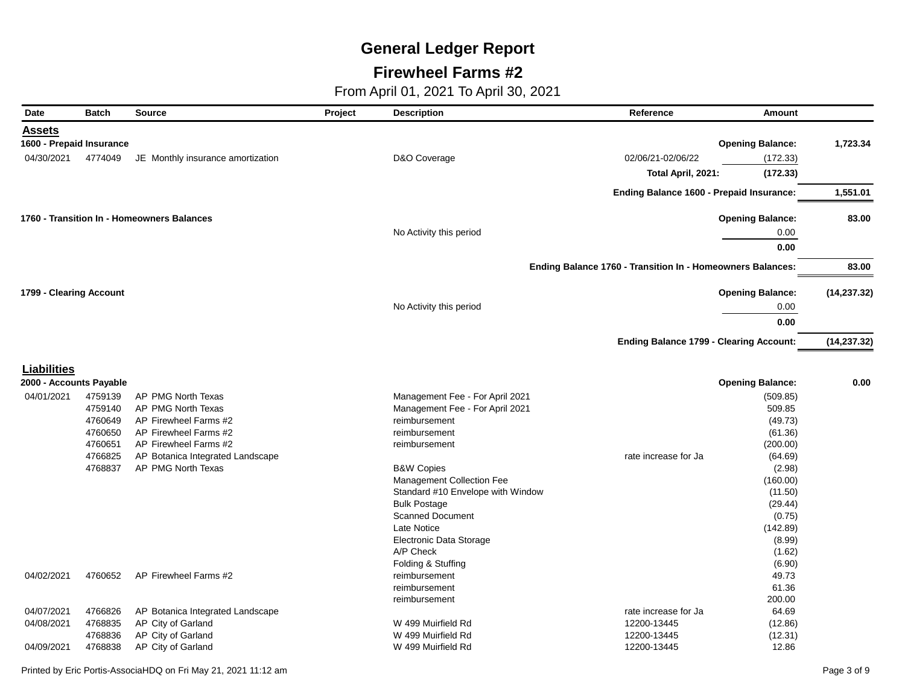# General Ledger Report

## Firewheel Farms #2

From April 01, 2021 To April 30, 2021

| Date | Batch | Source | Project | Description | Reference | Amount | |
|---|---|---|---|---|---|---|---|
| **Assets** | | | | | | | |
| **1600 - Prepaid Insurance** | | | | | | **Opening Balance:** | **1,723.34** |
| 04/30/2021 | 4774049 | JE Monthly insurance amortization | | D&O Coverage | 02/06/21-02/06/22 | (172.33) | |
| | | | | | **Total April, 2021:** | **(172.33)** | |
| | | | | | **Ending Balance 1600 - Prepaid Insurance:** | | **1,551.01** |
| **1760 - Transition In - Homeowners Balances** | | | | | | **Opening Balance:** | **83.00** |
| | | | | No Activity this period | | 0.00 | |
| | | | | | | **0.00** | |
| | | | | | **Ending Balance 1760 - Transition In - Homeowners Balances:** | | **83.00** |
| **1799 - Clearing Account** | | | | | | **Opening Balance:** | **(14,237.32)** |
| | | | | No Activity this period | | 0.00 | |
| | | | | | | **0.00** | |
| | | | | | **Ending Balance 1799 - Clearing Account:** | | **(14,237.32)** |
| **Liabilities** | | | | | | | |
| **2000 - Accounts Payable** | | | | | | **Opening Balance:** | **0.00** |
| 04/01/2021 | 4759139 | AP PMG North Texas | | Management Fee - For April 2021 | | (509.85) | |
| | 4759140 | AP PMG North Texas | | Management Fee - For April 2021 | | 509.85 | |
| | 4760649 | AP Firewheel Farms #2 | | reimbursement | | (49.73) | |
| | 4760650 | AP Firewheel Farms #2 | | reimbursement | | (61.36) | |
| | 4760651 | AP Firewheel Farms #2 | | reimbursement | | (200.00) | |
| | 4766825 | AP Botanica Integrated Landscape | | | rate increase for Ja | (64.69) | |
| | 4768837 | AP PMG North Texas | | B&W Copies | | (2.98) | |
| | | | | Management Collection Fee | | (160.00) | |
| | | | | Standard #10 Envelope with Window | | (11.50) | |
| | | | | Bulk Postage | | (29.44) | |
| | | | | Scanned Document | | (0.75) | |
| | | | | Late Notice | | (142.89) | |
| | | | | Electronic Data Storage | | (8.99) | |
| | | | | A/P Check | | (1.62) | |
| | | | | Folding & Stuffing | | (6.90) | |
| 04/02/2021 | 4760652 | AP Firewheel Farms #2 | | reimbursement | | 49.73 | |
| | | | | reimbursement | | 61.36 | |
| | | | | reimbursement | | 200.00 | |
| 04/07/2021 | 4766826 | AP Botanica Integrated Landscape | | | rate increase for Ja | 64.69 | |
| 04/08/2021 | 4768835 | AP City of Garland | | W 499 Muirfield Rd | 12200-13445 | (12.86) | |
| | 4768836 | AP City of Garland | | W 499 Muirfield Rd | 12200-13445 | (12.31) | |
| 04/09/2021 | 4768838 | AP City of Garland | | W 499 Muirfield Rd | 12200-13445 | 12.86 | |

Printed by Eric Portis-AssociaHDQ on Fri May 21, 2021 11:12 am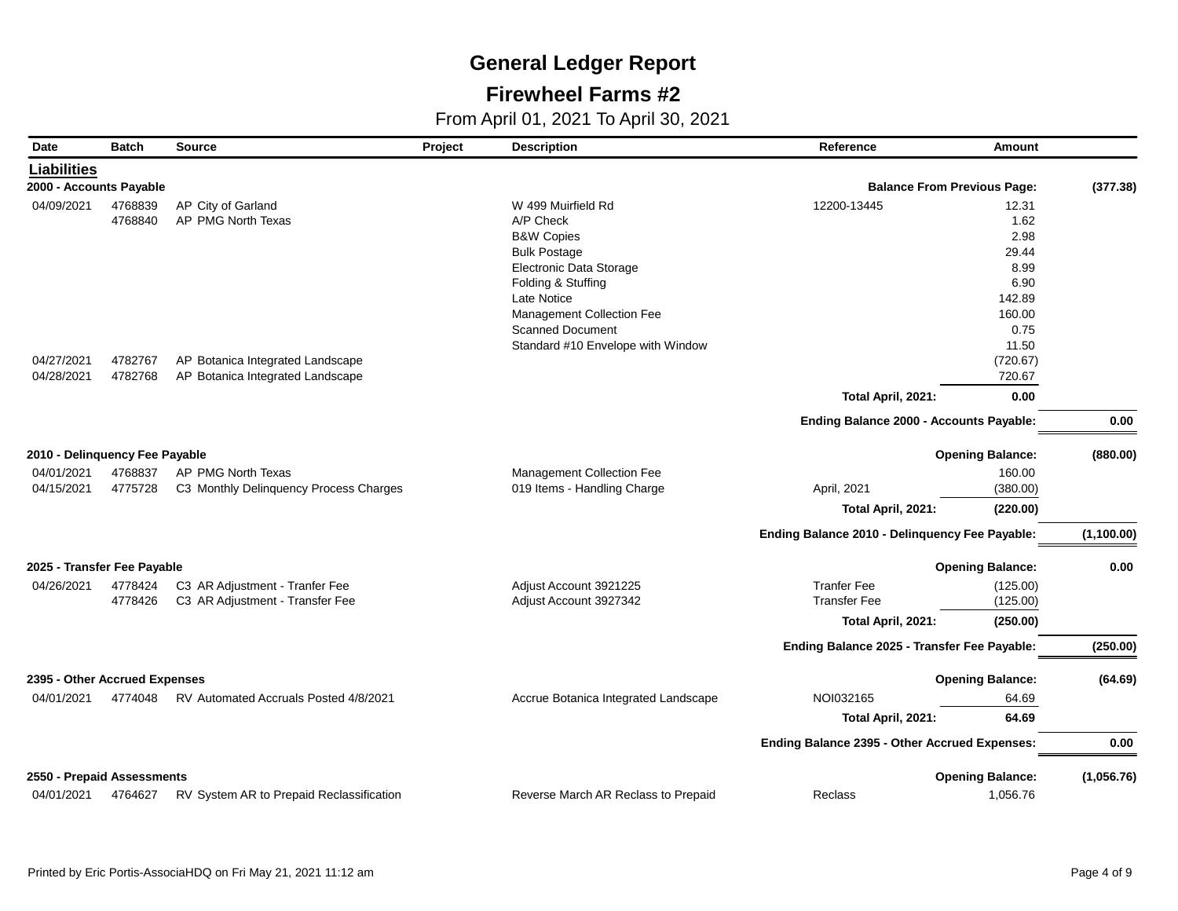# General Ledger Report

## Firewheel Farms #2

From April 01, 2021 To April 30, 2021

| Date | Batch | Source | Project | Description | Reference | Amount | |
|---|---|---|---|---|---|---|---|
| **Liabilities** | | | | | | | |
| **2000 - Accounts Payable** | | | | | **Balance From Previous Page:** | | **(377.38)** |
| 04/09/2021 | 4768839 | AP City of Garland | | W 499 Muirfield Rd | 12200-13445 | 12.31 | |
| | 4768840 | AP PMG North Texas | | A/P Check | | 1.62 | |
| | | | | B&W Copies | | 2.98 | |
| | | | | Bulk Postage | | 29.44 | |
| | | | | Electronic Data Storage | | 8.99 | |
| | | | | Folding & Stuffing | | 6.90 | |
| | | | | Late Notice | | 142.89 | |
| | | | | Management Collection Fee | | 160.00 | |
| | | | | Scanned Document | | 0.75 | |
| | | | | Standard #10 Envelope with Window | | 11.50 | |
| 04/27/2021 | 4782767 | AP Botanica Integrated Landscape | | | | (720.67) | |
| 04/28/2021 | 4782768 | AP Botanica Integrated Landscape | | | | 720.67 | |
| | | | | | **Total April, 2021:** | **0.00** | |
| | | | | | **Ending Balance 2000 - Accounts Payable:** | | **0.00** |
| **2010 - Delinquency Fee Payable** | | | | | **Opening Balance:** | | **(880.00)** |
| 04/01/2021 | 4768837 | AP PMG North Texas | | Management Collection Fee | | 160.00 | |
| 04/15/2021 | 4775728 | C3 Monthly Delinquency Process Charges | | 019 Items - Handling Charge | April, 2021 | (380.00) | |
| | | | | | **Total April, 2021:** | **(220.00)** | |
| | | | | | **Ending Balance 2010 - Delinquency Fee Payable:** | | **(1,100.00)** |
| **2025 - Transfer Fee Payable** | | | | | **Opening Balance:** | | **0.00** |
| 04/26/2021 | 4778424 | C3 AR Adjustment - Tranfer Fee | | Adjust Account 3921225 | Tranfer Fee | (125.00) | |
| | 4778426 | C3 AR Adjustment - Transfer Fee | | Adjust Account 3927342 | Transfer Fee | (125.00) | |
| | | | | | **Total April, 2021:** | **(250.00)** | |
| | | | | | **Ending Balance 2025 - Transfer Fee Payable:** | | **(250.00)** |
| **2395 - Other Accrued Expenses** | | | | | **Opening Balance:** | | **(64.69)** |
| 04/01/2021 | 4774048 | RV Automated Accruals Posted 4/8/2021 | | Accrue Botanica Integrated Landscape | NOI032165 | 64.69 | |
| | | | | | **Total April, 2021:** | **64.69** | |
| | | | | | **Ending Balance 2395 - Other Accrued Expenses:** | | **0.00** |
| **2550 - Prepaid Assessments** | | | | | **Opening Balance:** | | **(1,056.76)** |
| 04/01/2021 | 4764627 | RV System AR to Prepaid Reclassification | | Reverse March AR Reclass to Prepaid | Reclass | 1,056.76 | |

Printed by Eric Portis-AssociaHDQ on Fri May 21, 2021 11:12 am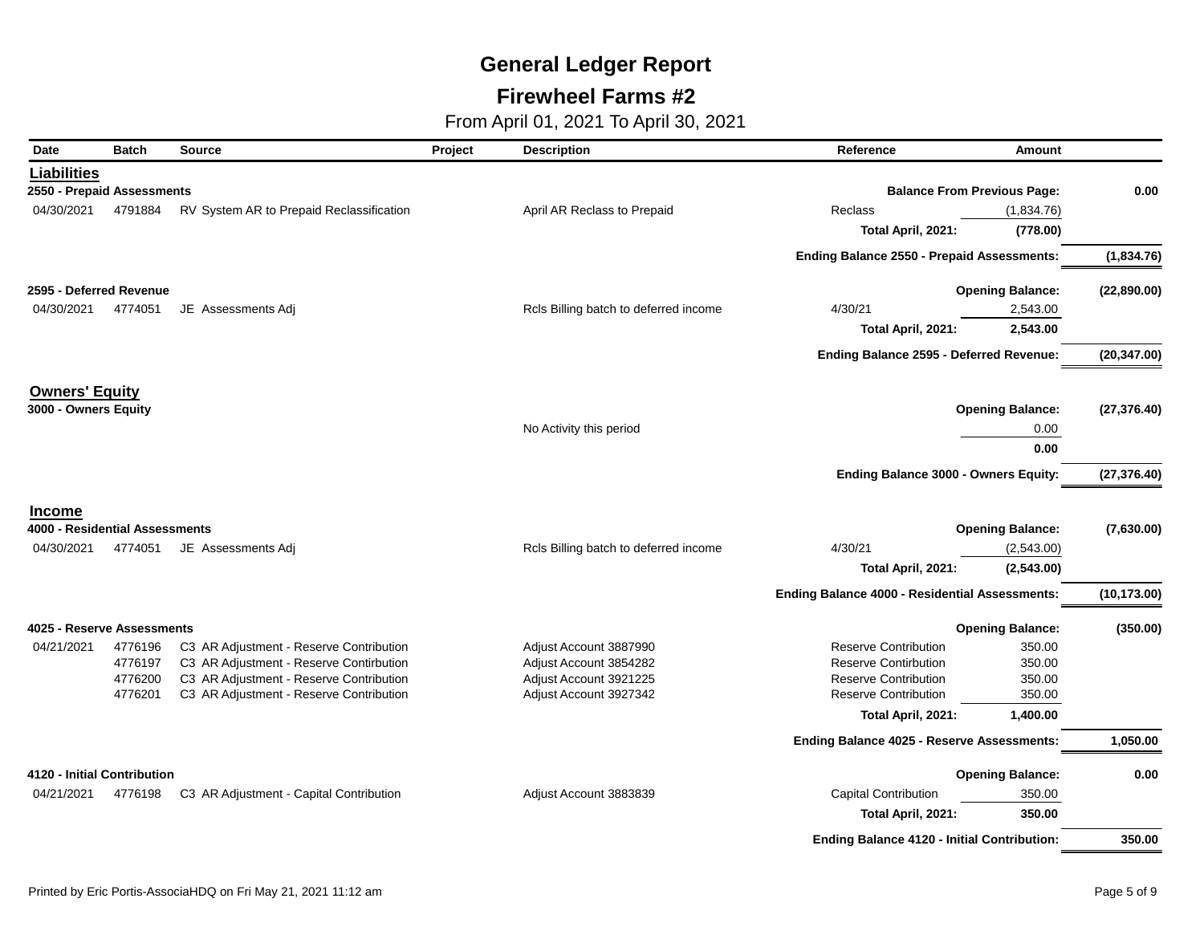# General Ledger Report

## Firewheel Farms #2

From April 01, 2021 To April 30, 2021

| Date | Batch | Source | Project | Description | Reference | Amount | |
|---|---|---|---|---|---|---|---|
| **Liabilities** | | | | | | | |
| **2550 - Prepaid Assessments** | | | | | | **Balance From Previous Page:** | **0.00** |
| 04/30/2021 | 4791884 | RV System AR to Prepaid Reclassification | | April AR Reclass to Prepaid | Reclass | (1,834.76) | |
| | | | | | **Total April, 2021:** | **(778.00)** | |
| | | | | | **Ending Balance 2550 - Prepaid Assessments:** | | **(1,834.76)** |
| **2595 - Deferred Revenue** | | | | | | **Opening Balance:** | **(22,890.00)** |
| 04/30/2021 | 4774051 | JE Assessments Adj | | Rcls Billing batch to deferred income | 4/30/21 | 2,543.00 | |
| | | | | | **Total April, 2021:** | **2,543.00** | |
| | | | | | **Ending Balance 2595 - Deferred Revenue:** | | **(20,347.00)** |
| **Owners' Equity** | | | | | | | |
| **3000 - Owners Equity** | | | | | | **Opening Balance:** | **(27,376.40)** |
| | | | | No Activity this period | | 0.00 | |
| | | | | | | **0.00** | |
| | | | | | **Ending Balance 3000 - Owners Equity:** | | **(27,376.40)** |
| **Income** | | | | | | | |
| **4000 - Residential Assessments** | | | | | | **Opening Balance:** | **(7,630.00)** |
| 04/30/2021 | 4774051 | JE Assessments Adj | | Rcls Billing batch to deferred income | 4/30/21 | (2,543.00) | |
| | | | | | **Total April, 2021:** | **(2,543.00)** | |
| | | | | | **Ending Balance 4000 - Residential Assessments:** | | **(10,173.00)** |
| **4025 - Reserve Assessments** | | | | | | **Opening Balance:** | **(350.00)** |
| 04/21/2021 | 4776196 | C3 AR Adjustment - Reserve Contribution | | Adjust Account 3887990 | Reserve Contribution | 350.00 | |
| | 4776197 | C3 AR Adjustment - Reserve Contirbution | | Adjust Account 3854282 | Reserve Contirbution | 350.00 | |
| | 4776200 | C3 AR Adjustment - Reserve Contribution | | Adjust Account 3921225 | Reserve Contribution | 350.00 | |
| | 4776201 | C3 AR Adjustment - Reserve Contribution | | Adjust Account 3927342 | Reserve Contribution | 350.00 | |
| | | | | | **Total April, 2021:** | **1,400.00** | |
| | | | | | **Ending Balance 4025 - Reserve Assessments:** | | **1,050.00** |
| **4120 - Initial Contribution** | | | | | | **Opening Balance:** | **0.00** |
| 04/21/2021 | 4776198 | C3 AR Adjustment - Capital Contribution | | Adjust Account 3883839 | Capital Contribution | 350.00 | |
| | | | | | **Total April, 2021:** | **350.00** | |
| | | | | | **Ending Balance 4120 - Initial Contribution:** | | **350.00** |

Printed by Eric Portis-AssociaHDQ on Fri May 21, 2021 11:12 am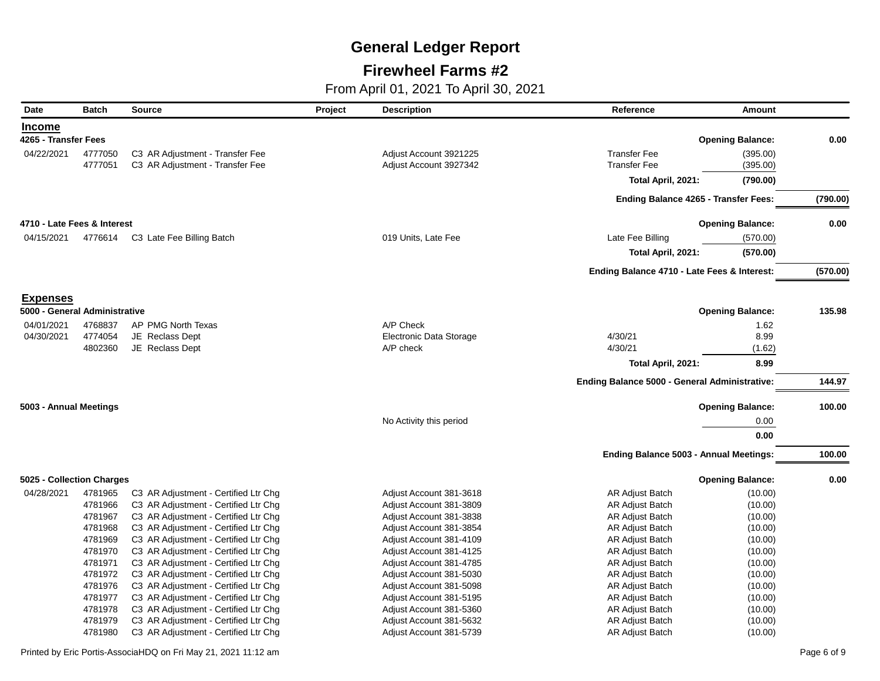# General Ledger Report

## Firewheel Farms #2

From April 01, 2021 To April 30, 2021

| Date | Batch | Source | Project | Description | Reference | Amount | |
|---|---|---|---|---|---|---|---|
| **Income** | | | | | | | |
| **4265 - Transfer Fees** | | | | | | **Opening Balance:** | **0.00** |
| 04/22/2021 | 4777050 | C3 AR Adjustment - Transfer Fee | | Adjust Account 3921225 | Transfer Fee | (395.00) | |
| | 4777051 | C3 AR Adjustment - Transfer Fee | | Adjust Account 3927342 | Transfer Fee | (395.00) | |
| | | | | | **Total April, 2021:** | **(790.00)** | |
| | | | | | **Ending Balance 4265 - Transfer Fees:** | | **(790.00)** |
| **4710 - Late Fees & Interest** | | | | | | **Opening Balance:** | **0.00** |
| 04/15/2021 | 4776614 | C3 Late Fee Billing Batch | | 019 Units, Late Fee | Late Fee Billing | (570.00) | |
| | | | | | **Total April, 2021:** | **(570.00)** | |
| | | | | | **Ending Balance 4710 - Late Fees & Interest:** | | **(570.00)** |
| **Expenses** | | | | | | | |
| **5000 - General Administrative** | | | | | | **Opening Balance:** | **135.98** |
| 04/01/2021 | 4768837 | AP PMG North Texas | | A/P Check | | 1.62 | |
| 04/30/2021 | 4774054 | JE Reclass Dept | | Electronic Data Storage | 4/30/21 | 8.99 | |
| | 4802360 | JE Reclass Dept | | A/P check | 4/30/21 | (1.62) | |
| | | | | | **Total April, 2021:** | **8.99** | |
| | | | | | **Ending Balance 5000 - General Administrative:** | | **144.97** |
| **5003 - Annual Meetings** | | | | | | **Opening Balance:** | **100.00** |
| | | | | No Activity this period | | 0.00 | |
| | | | | | | **0.00** | |
| | | | | | **Ending Balance 5003 - Annual Meetings:** | | **100.00** |
| **5025 - Collection Charges** | | | | | | **Opening Balance:** | **0.00** |
| 04/28/2021 | 4781965 | C3 AR Adjustment - Certified Ltr Chg | | Adjust Account 381-3618 | AR Adjust Batch | (10.00) | |
| | 4781966 | C3 AR Adjustment - Certified Ltr Chg | | Adjust Account 381-3809 | AR Adjust Batch | (10.00) | |
| | 4781967 | C3 AR Adjustment - Certified Ltr Chg | | Adjust Account 381-3838 | AR Adjust Batch | (10.00) | |
| | 4781968 | C3 AR Adjustment - Certified Ltr Chg | | Adjust Account 381-3854 | AR Adjust Batch | (10.00) | |
| | 4781969 | C3 AR Adjustment - Certified Ltr Chg | | Adjust Account 381-4109 | AR Adjust Batch | (10.00) | |
| | 4781970 | C3 AR Adjustment - Certified Ltr Chg | | Adjust Account 381-4125 | AR Adjust Batch | (10.00) | |
| | 4781971 | C3 AR Adjustment - Certified Ltr Chg | | Adjust Account 381-4785 | AR Adjust Batch | (10.00) | |
| | 4781972 | C3 AR Adjustment - Certified Ltr Chg | | Adjust Account 381-5030 | AR Adjust Batch | (10.00) | |
| | 4781976 | C3 AR Adjustment - Certified Ltr Chg | | Adjust Account 381-5098 | AR Adjust Batch | (10.00) | |
| | 4781977 | C3 AR Adjustment - Certified Ltr Chg | | Adjust Account 381-5195 | AR Adjust Batch | (10.00) | |
| | 4781978 | C3 AR Adjustment - Certified Ltr Chg | | Adjust Account 381-5360 | AR Adjust Batch | (10.00) | |
| | 4781979 | C3 AR Adjustment - Certified Ltr Chg | | Adjust Account 381-5632 | AR Adjust Batch | (10.00) | |
| | 4781980 | C3 AR Adjustment - Certified Ltr Chg | | Adjust Account 381-5739 | AR Adjust Batch | (10.00) | |

Printed by Eric Portis-AssociaHDQ on Fri May 21, 2021 11:12 am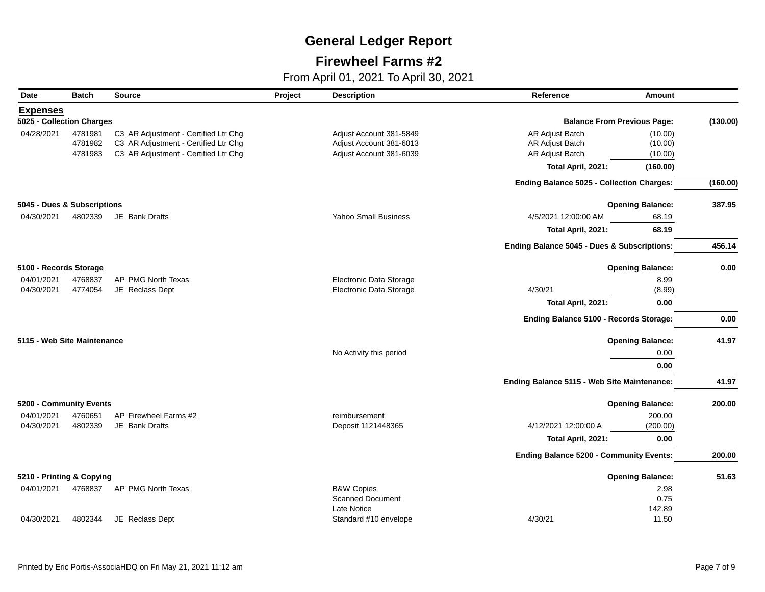# General Ledger Report

## Firewheel Farms #2

From April 01, 2021 To April 30, 2021

| Date | Batch | Source | Project | Description | Reference | Amount | |
|---|---|---|---|---|---|---|---|
| **Expenses** | | | | | | | |
| **5025 - Collection Charges** | | | | | **Balance From Previous Page:** | | **(130.00)** |
| 04/28/2021 | 4781981 | C3 AR Adjustment - Certified Ltr Chg | | Adjust Account 381-5849 | AR Adjust Batch | (10.00) | |
| | 4781982 | C3 AR Adjustment - Certified Ltr Chg | | Adjust Account 381-6013 | AR Adjust Batch | (10.00) | |
| | 4781983 | C3 AR Adjustment - Certified Ltr Chg | | Adjust Account 381-6039 | AR Adjust Batch | (10.00) | |
| | | | | | **Total April, 2021:** | **(160.00)** | |
| | | | | | **Ending Balance 5025 - Collection Charges:** | | **(160.00)** |
| **5045 - Dues & Subscriptions** | | | | | **Opening Balance:** | | **387.95** |
| 04/30/2021 | 4802339 | JE Bank Drafts | | Yahoo Small Business | 4/5/2021 12:00:00 AM | 68.19 | |
| | | | | | **Total April, 2021:** | **68.19** | |
| | | | | | **Ending Balance 5045 - Dues & Subscriptions:** | | **456.14** |
| **5100 - Records Storage** | | | | | **Opening Balance:** | | **0.00** |
| 04/01/2021 | 4768837 | AP PMG North Texas | | Electronic Data Storage | | 8.99 | |
| 04/30/2021 | 4774054 | JE Reclass Dept | | Electronic Data Storage | 4/30/21 | (8.99) | |
| | | | | | **Total April, 2021:** | **0.00** | |
| | | | | | **Ending Balance 5100 - Records Storage:** | | **0.00** |
| **5115 - Web Site Maintenance** | | | | | **Opening Balance:** | | **41.97** |
| | | | | No Activity this period | | 0.00 | |
| | | | | | | **0.00** | |
| | | | | | **Ending Balance 5115 - Web Site Maintenance:** | | **41.97** |
| **5200 - Community Events** | | | | | **Opening Balance:** | | **200.00** |
| 04/01/2021 | 4760651 | AP Firewheel Farms #2 | | reimbursement | | 200.00 | |
| 04/30/2021 | 4802339 | JE Bank Drafts | | Deposit 1121448365 | 4/12/2021 12:00:00 A | (200.00) | |
| | | | | | **Total April, 2021:** | **0.00** | |
| | | | | | **Ending Balance 5200 - Community Events:** | | **200.00** |
| **5210 - Printing & Copying** | | | | | **Opening Balance:** | | **51.63** |
| 04/01/2021 | 4768837 | AP PMG North Texas | | B&W Copies | | 2.98 | |
| | | | | Scanned Document | | 0.75 | |
| | | | | Late Notice | | 142.89 | |
| 04/30/2021 | 4802344 | JE Reclass Dept | | Standard #10 envelope | 4/30/21 | 11.50 | |

Printed by Eric Portis-AssociaHDQ on Fri May 21, 2021 11:12 am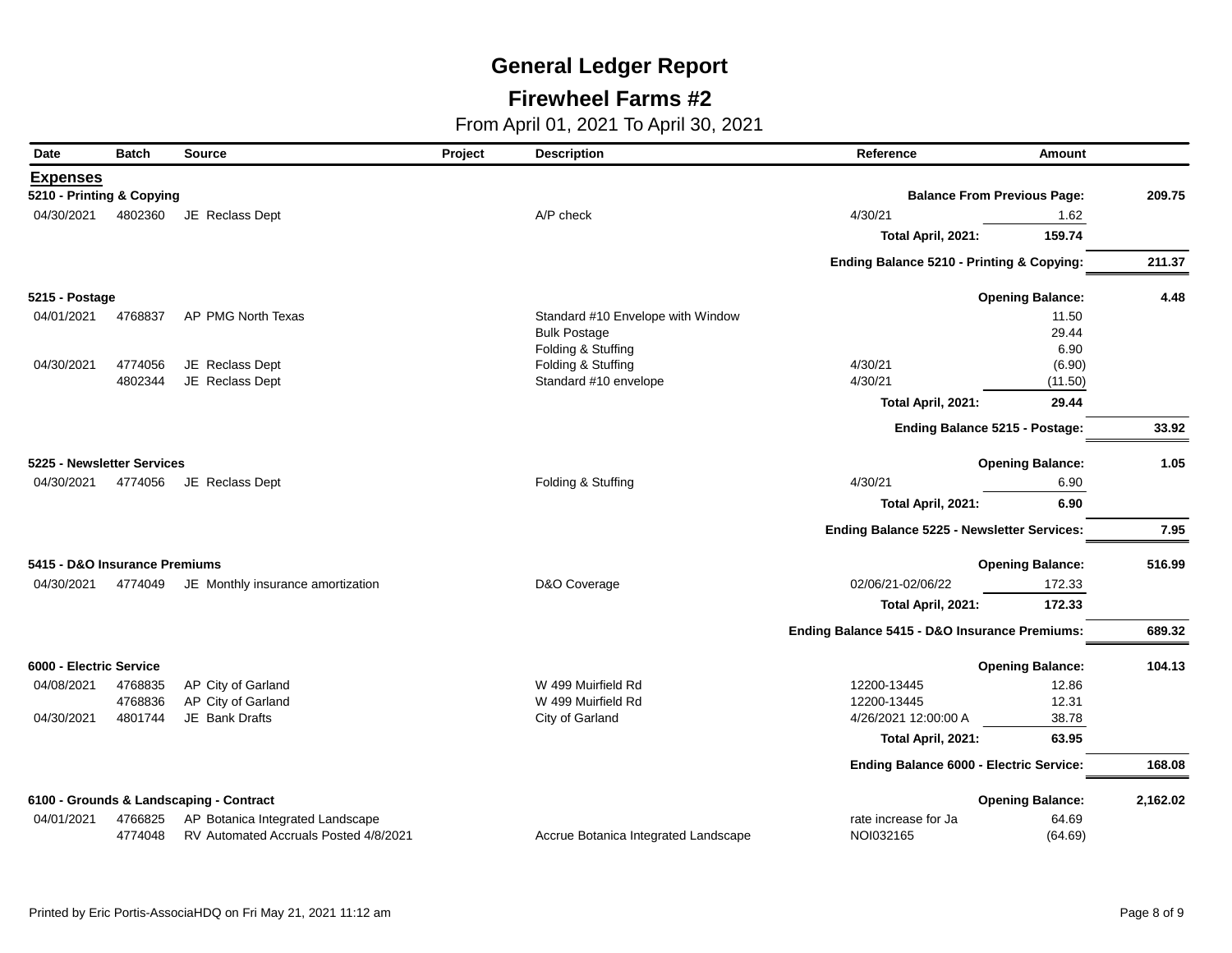# General Ledger Report

## Firewheel Farms #2

From April 01, 2021 To April 30, 2021

| Date | Batch | Source | Project | Description | Reference | Amount | |
|---|---|---|---|---|---|---|---|
| **Expenses** | | | | | | | |
| **5210 - Printing & Copying** | | | | | | **Balance From Previous Page:** | **209.75** |
| 04/30/2021 | 4802360 | JE Reclass Dept | | A/P check | 4/30/21 | 1.62 | |
| | | | | | **Total April, 2021:** | **159.74** | |
| | | | | | | **Ending Balance 5210 - Printing & Copying:** | **211.37** |
| **5215 - Postage** | | | | | | **Opening Balance:** | **4.48** |
| 04/01/2021 | 4768837 | AP PMG North Texas | | Standard #10 Envelope with Window | | 11.50 | |
| | | | | Bulk Postage | | 29.44 | |
| | | | | Folding & Stuffing | | 6.90 | |
| 04/30/2021 | 4774056 | JE Reclass Dept | | Folding & Stuffing | 4/30/21 | (6.90) | |
| | 4802344 | JE Reclass Dept | | Standard #10 envelope | 4/30/21 | (11.50) | |
| | | | | | **Total April, 2021:** | **29.44** | |
| | | | | | | **Ending Balance 5215 - Postage:** | **33.92** |
| **5225 - Newsletter Services** | | | | | | **Opening Balance:** | **1.05** |
| 04/30/2021 | 4774056 | JE Reclass Dept | | Folding & Stuffing | 4/30/21 | 6.90 | |
| | | | | | **Total April, 2021:** | **6.90** | |
| | | | | | | **Ending Balance 5225 - Newsletter Services:** | **7.95** |
| **5415 - D&O Insurance Premiums** | | | | | | **Opening Balance:** | **516.99** |
| 04/30/2021 | 4774049 | JE Monthly insurance amortization | | D&O Coverage | 02/06/21-02/06/22 | 172.33 | |
| | | | | | **Total April, 2021:** | **172.33** | |
| | | | | | | **Ending Balance 5415 - D&O Insurance Premiums:** | **689.32** |
| **6000 - Electric Service** | | | | | | **Opening Balance:** | **104.13** |
| 04/08/2021 | 4768835 | AP City of Garland | | W 499 Muirfield Rd | 12200-13445 | 12.86 | |
| | 4768836 | AP City of Garland | | W 499 Muirfield Rd | 12200-13445 | 12.31 | |
| 04/30/2021 | 4801744 | JE Bank Drafts | | City of Garland | 4/26/2021 12:00:00 A | 38.78 | |
| | | | | | **Total April, 2021:** | **63.95** | |
| | | | | | | **Ending Balance 6000 - Electric Service:** | **168.08** |
| **6100 - Grounds & Landscaping - Contract** | | | | | | **Opening Balance:** | **2,162.02** |
| 04/01/2021 | 4766825 | AP Botanica Integrated Landscape | | | rate increase for Ja | 64.69 | |
| | 4774048 | RV Automated Accruals Posted 4/8/2021 | | Accrue Botanica Integrated Landscape | NOI032165 | (64.69) | |

Printed by Eric Portis-AssociaHDQ on Fri May 21, 2021 11:12 am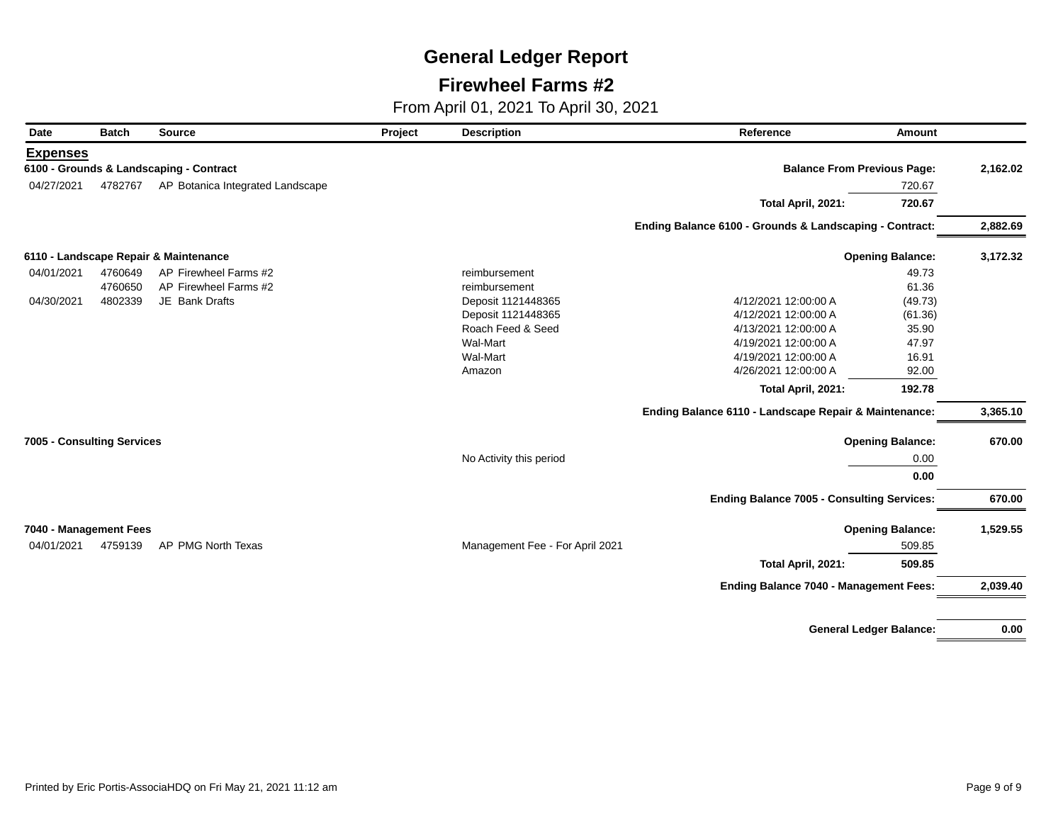# General Ledger Report

## Firewheel Farms #2

From April 01, 2021 To April 30, 2021

| Date | Batch | Source | Project | Description | Reference | Amount | |
|---|---|---|---|---|---|---|---|
| **Expenses** | | | | | | | |
| **6100 - Grounds & Landscaping - Contract** | | | | | **Balance From Previous Page:** | | **2,162.02** |
| 04/27/2021 | 4782767 | AP Botanica Integrated Landscape | | | | 720.67 | |
| | | | | | **Total April, 2021:** | **720.67** | |
| | | | | | **Ending Balance 6100 - Grounds & Landscaping - Contract:** | | **2,882.69** |
| **6110 - Landscape Repair & Maintenance** | | | | | **Opening Balance:** | | **3,172.32** |
| 04/01/2021 | 4760649 | AP Firewheel Farms #2 | | reimbursement | | 49.73 | |
| | 4760650 | AP Firewheel Farms #2 | | reimbursement | | 61.36 | |
| 04/30/2021 | 4802339 | JE Bank Drafts | | Deposit 1121448365 | 4/12/2021 12:00:00 A | (49.73) | |
| | | | | Deposit 1121448365 | 4/12/2021 12:00:00 A | (61.36) | |
| | | | | Roach Feed & Seed | 4/13/2021 12:00:00 A | 35.90 | |
| | | | | Wal-Mart | 4/19/2021 12:00:00 A | 47.97 | |
| | | | | Wal-Mart | 4/19/2021 12:00:00 A | 16.91 | |
| | | | | Amazon | 4/26/2021 12:00:00 A | 92.00 | |
| | | | | | **Total April, 2021:** | **192.78** | |
| | | | | | **Ending Balance 6110 - Landscape Repair & Maintenance:** | | **3,365.10** |
| **7005 - Consulting Services** | | | | | **Opening Balance:** | | **670.00** |
| | | | | No Activity this period | | 0.00 | |
| | | | | | | **0.00** | |
| | | | | | **Ending Balance 7005 - Consulting Services:** | | **670.00** |
| **7040 - Management Fees** | | | | | **Opening Balance:** | | **1,529.55** |
| 04/01/2021 | 4759139 | AP PMG North Texas | | Management Fee - For April 2021 | | 509.85 | |
| | | | | | **Total April, 2021:** | **509.85** | |
| | | | | | **Ending Balance 7040 - Management Fees:** | | **2,039.40** |
| | | | | | **General Ledger Balance:** | | **0.00** |

Printed by Eric Portis-AssociaHDQ on Fri May 21, 2021 11:12 am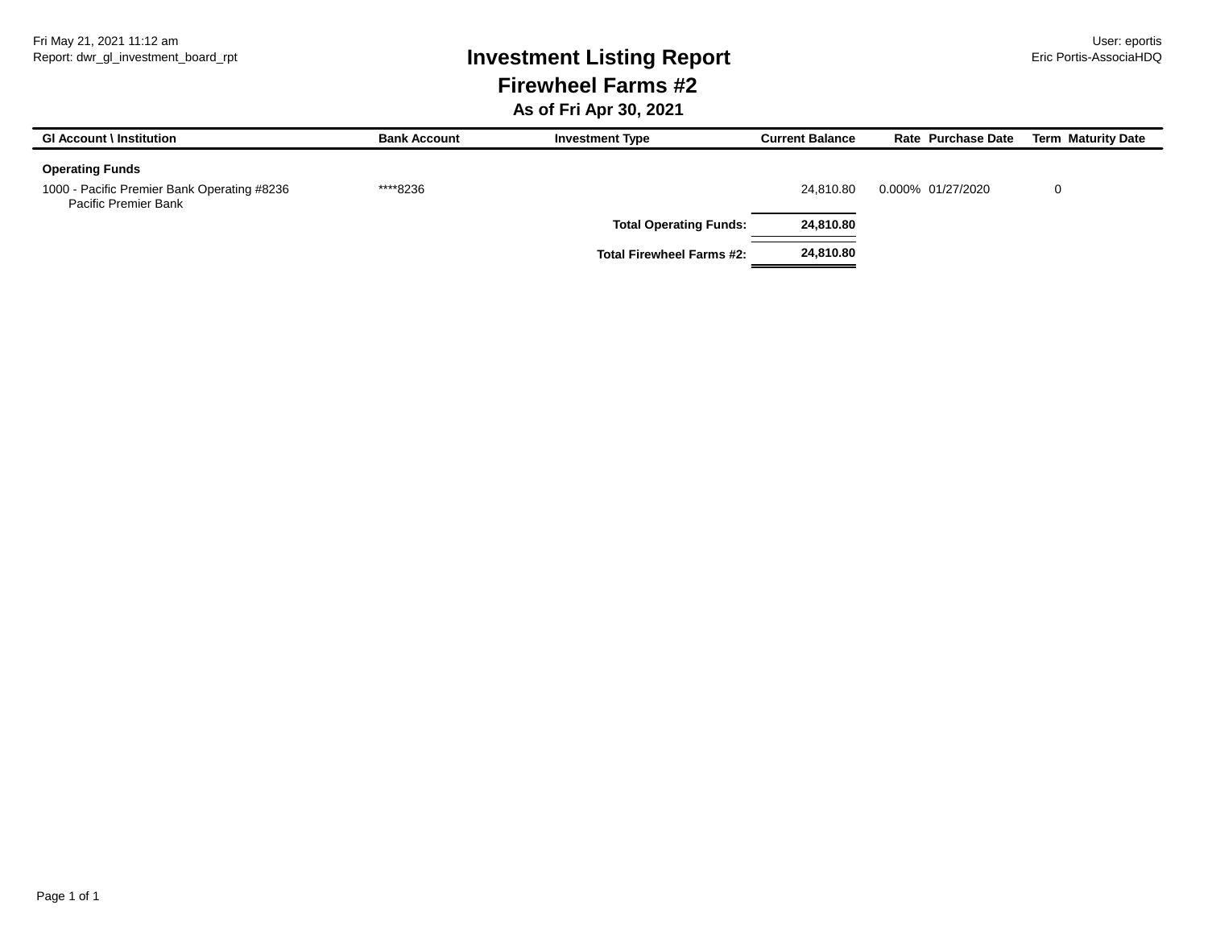Fri May 21, 2021 11:12 am
Report: dwr_gl_investment_board_rpt

User: eportis
Eric Portis-AssociaHDQ

# Investment Listing Report

## Firewheel Farms #2

### As of Fri Apr 30, 2021

| Gl Account \ Institution | Bank Account | Investment Type | Current Balance | Rate | Purchase Date | Term | Maturity Date |
|---|---|---|---|---|---|---|---|
| **Operating Funds** | | | | | | | |
| 1000 - Pacific Premier Bank Operating #8236<br>Pacific Premier Bank | ****8236 | | 24,810.80 | 0.000% | 01/27/2020 | 0 | |
| | | **Total Operating Funds:** | **24,810.80** | | | | |
| | | **Total Firewheel Farms #2:** | **24,810.80** | | | | |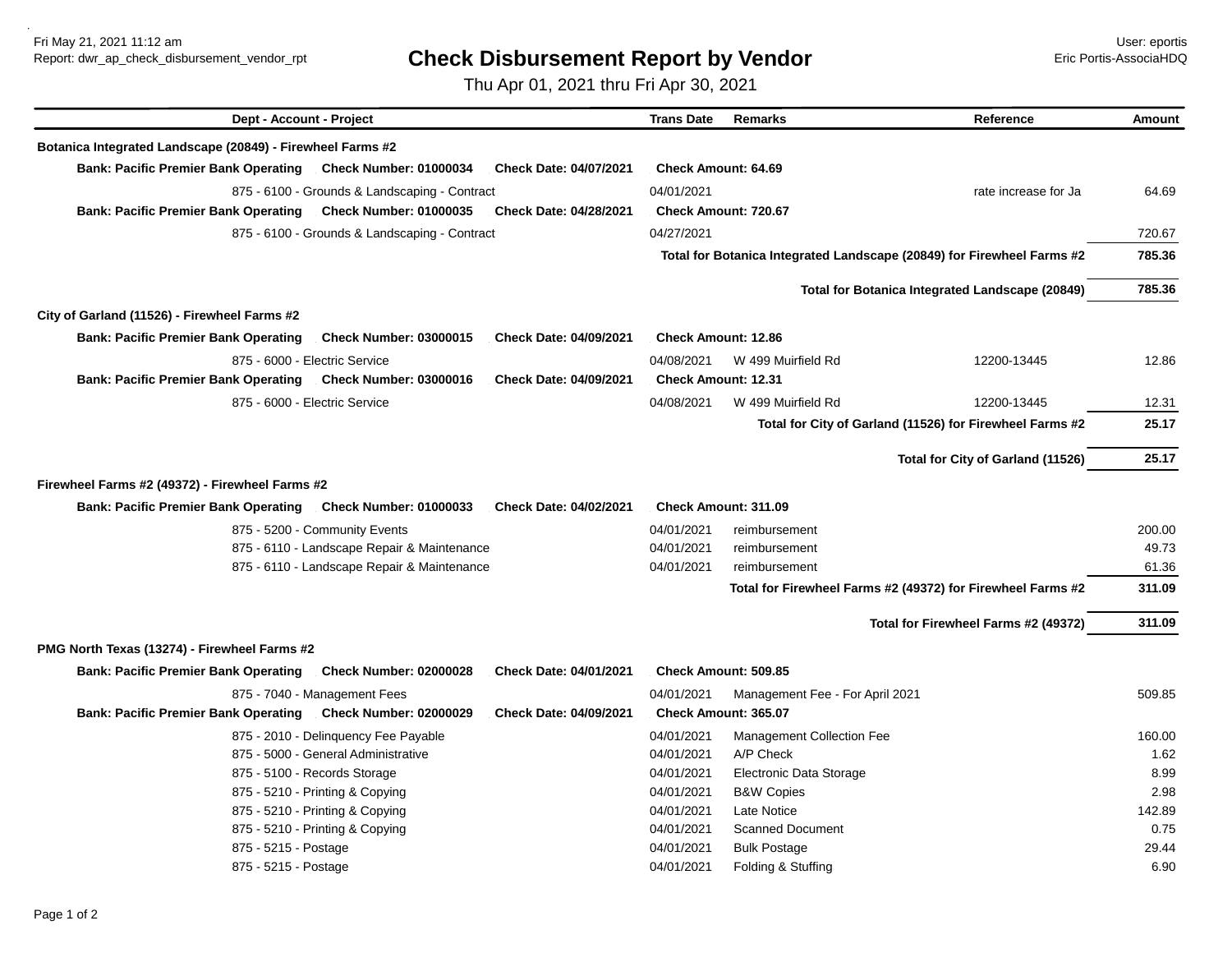Fri May 21, 2021 11:12 am
Report: dwr_ap_check_disbursement_vendor_rpt

# Check Disbursement Report by Vendor

Thu Apr 01, 2021 thru Fri Apr 30, 2021

User: eportis
Eric Portis-AssociaHDQ

| Dept - Account - Project | Trans Date | Remarks | Reference | Amount |
|---|---|---|---|---|
| **Botanica Integrated Landscape (20849) - Firewheel Farms #2** | | | | |
| **Bank: Pacific Premier Bank Operating  Check Number: 01000034  Check Date: 04/07/2021** | **Check Amount: 64.69** | | | |
| 875 - 6100 - Grounds & Landscaping - Contract | 04/01/2021 | | rate increase for Ja | 64.69 |
| **Bank: Pacific Premier Bank Operating  Check Number: 01000035  Check Date: 04/28/2021** | **Check Amount: 720.67** | | | |
| 875 - 6100 - Grounds & Landscaping - Contract | 04/27/2021 | | | 720.67 |
| | **Total for Botanica Integrated Landscape (20849) for Firewheel Farms #2** | | | **785.36** |
| | **Total for Botanica Integrated Landscape (20849)** | | | **785.36** |
| **City of Garland (11526) - Firewheel Farms #2** | | | | |
| **Bank: Pacific Premier Bank Operating  Check Number: 03000015  Check Date: 04/09/2021** | **Check Amount: 12.86** | | | |
| 875 - 6000 - Electric Service | 04/08/2021 | W 499 Muirfield Rd | 12200-13445 | 12.86 |
| **Bank: Pacific Premier Bank Operating  Check Number: 03000016  Check Date: 04/09/2021** | **Check Amount: 12.31** | | | |
| 875 - 6000 - Electric Service | 04/08/2021 | W 499 Muirfield Rd | 12200-13445 | 12.31 |
| | **Total for City of Garland (11526) for Firewheel Farms #2** | | | **25.17** |
| | **Total for City of Garland (11526)** | | | **25.17** |
| **Firewheel Farms #2 (49372) - Firewheel Farms #2** | | | | |
| **Bank: Pacific Premier Bank Operating  Check Number: 01000033  Check Date: 04/02/2021** | **Check Amount: 311.09** | | | |
| 875 - 5200 - Community Events | 04/01/2021 | reimbursement | | 200.00 |
| 875 - 6110 - Landscape Repair & Maintenance | 04/01/2021 | reimbursement | | 49.73 |
| 875 - 6110 - Landscape Repair & Maintenance | 04/01/2021 | reimbursement | | 61.36 |
| | **Total for Firewheel Farms #2 (49372) for Firewheel Farms #2** | | | **311.09** |
| | **Total for Firewheel Farms #2 (49372)** | | | **311.09** |
| **PMG North Texas (13274) - Firewheel Farms #2** | | | | |
| **Bank: Pacific Premier Bank Operating  Check Number: 02000028  Check Date: 04/01/2021** | **Check Amount: 509.85** | | | |
| 875 - 7040 - Management Fees | 04/01/2021 | Management Fee - For April 2021 | | 509.85 |
| **Bank: Pacific Premier Bank Operating  Check Number: 02000029  Check Date: 04/09/2021** | **Check Amount: 365.07** | | | |
| 875 - 2010 - Delinquency Fee Payable | 04/01/2021 | Management Collection Fee | | 160.00 |
| 875 - 5000 - General Administrative | 04/01/2021 | A/P Check | | 1.62 |
| 875 - 5100 - Records Storage | 04/01/2021 | Electronic Data Storage | | 8.99 |
| 875 - 5210 - Printing & Copying | 04/01/2021 | B&W Copies | | 2.98 |
| 875 - 5210 - Printing & Copying | 04/01/2021 | Late Notice | | 142.89 |
| 875 - 5210 - Printing & Copying | 04/01/2021 | Scanned Document | | 0.75 |
| 875 - 5215 - Postage | 04/01/2021 | Bulk Postage | | 29.44 |
| 875 - 5215 - Postage | 04/01/2021 | Folding & Stuffing | | 6.90 |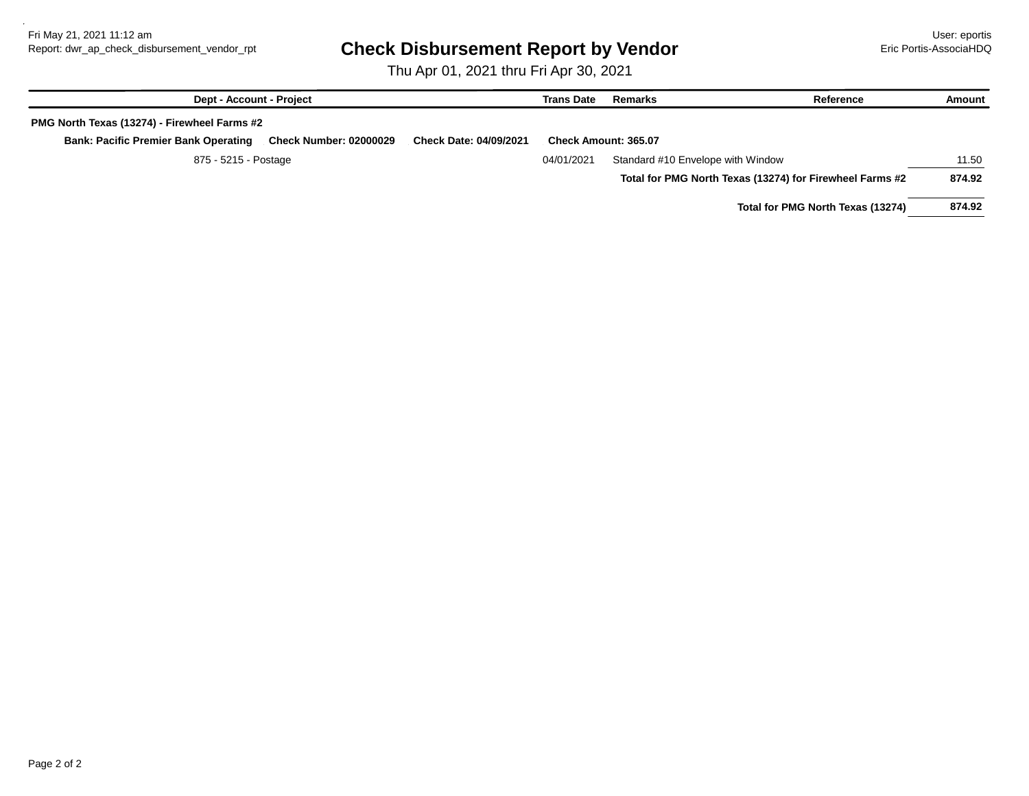# Check Disbursement Report by Vendor

Thu Apr 01, 2021 thru Fri Apr 30, 2021

| Dept - Account - Project | Trans Date | Remarks | Reference | Amount |
|---|---|---|---|---|
| **PMG North Texas (13274) - Firewheel Farms #2** | | | | |
| **Bank: Pacific Premier Bank Operating** **Check Number: 02000029** **Check Date: 04/09/2021** | **Check Amount: 365.07** | | | |
| 875 - 5215 - Postage | 04/01/2021 | Standard #10 Envelope with Window | | 11.50 |
| | | **Total for PMG North Texas (13274) for Firewheel Farms #2** | | **874.92** |
| | | | **Total for PMG North Texas (13274)** | **874.92** |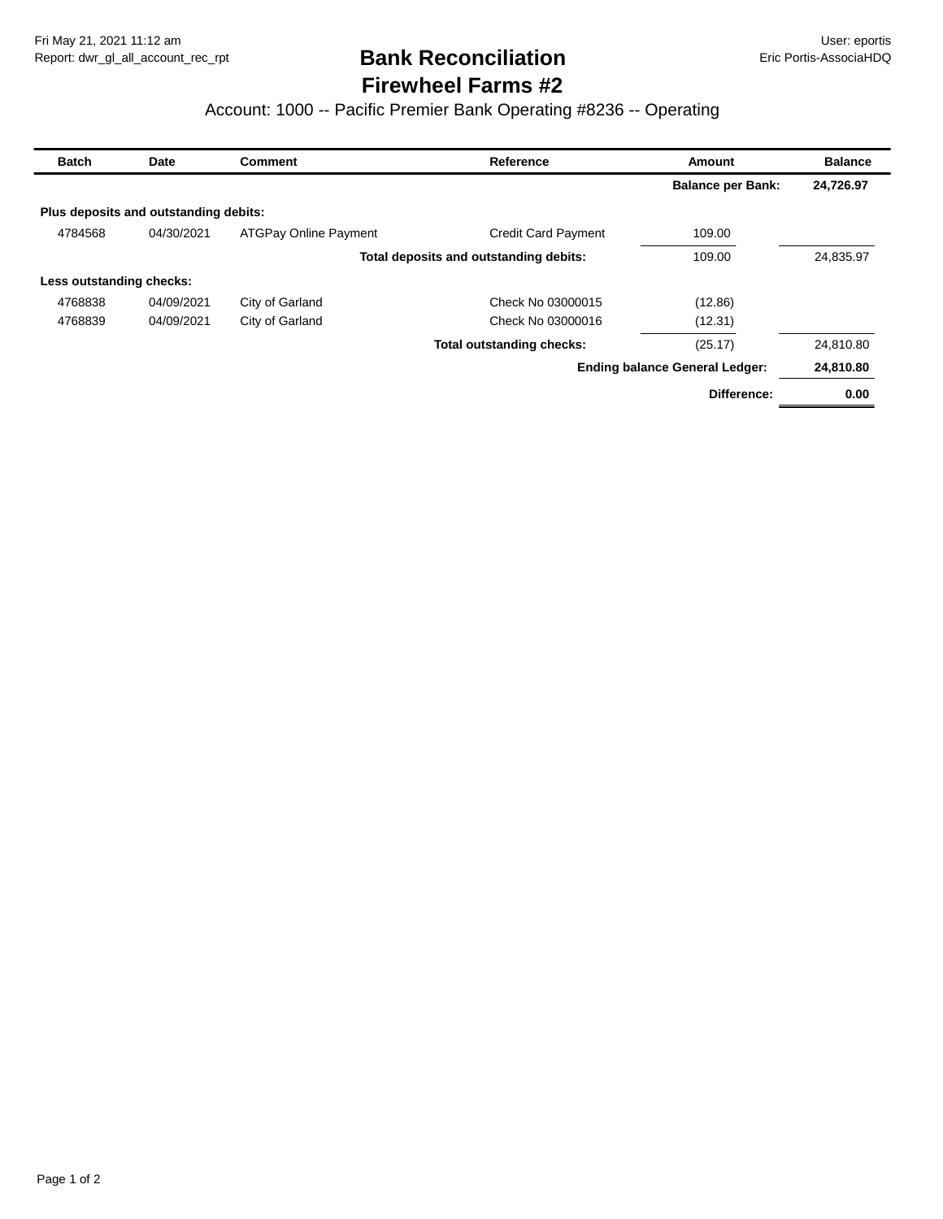Fri May 21, 2021 11:12 am
Report: dwr_gl_all_account_rec_rpt

User: eportis
Eric Portis-AssociaHDQ

# Bank Reconciliation
# Firewheel Farms #2

## Account: 1000 -- Pacific Premier Bank Operating #8236 -- Operating

| Batch | Date | Comment | Reference | Amount | Balance |
|---|---|---|---|---|---|
| | | | | **Balance per Bank:** | **24,726.97** |
| **Plus deposits and outstanding debits:** | | | | | |
| 4784568 | 04/30/2021 | ATGPay Online Payment | Credit Card Payment | 109.00 | |
| | | | **Total deposits and outstanding debits:** | 109.00 | 24,835.97 |
| **Less outstanding checks:** | | | | | |
| 4768838 | 04/09/2021 | City of Garland | Check No 03000015 | (12.86) | |
| 4768839 | 04/09/2021 | City of Garland | Check No 03000016 | (12.31) | |
| | | | **Total outstanding checks:** | (25.17) | 24,810.80 |
| | | | | **Ending balance General Ledger:** | **24,810.80** |
| | | | | **Difference:** | **0.00** |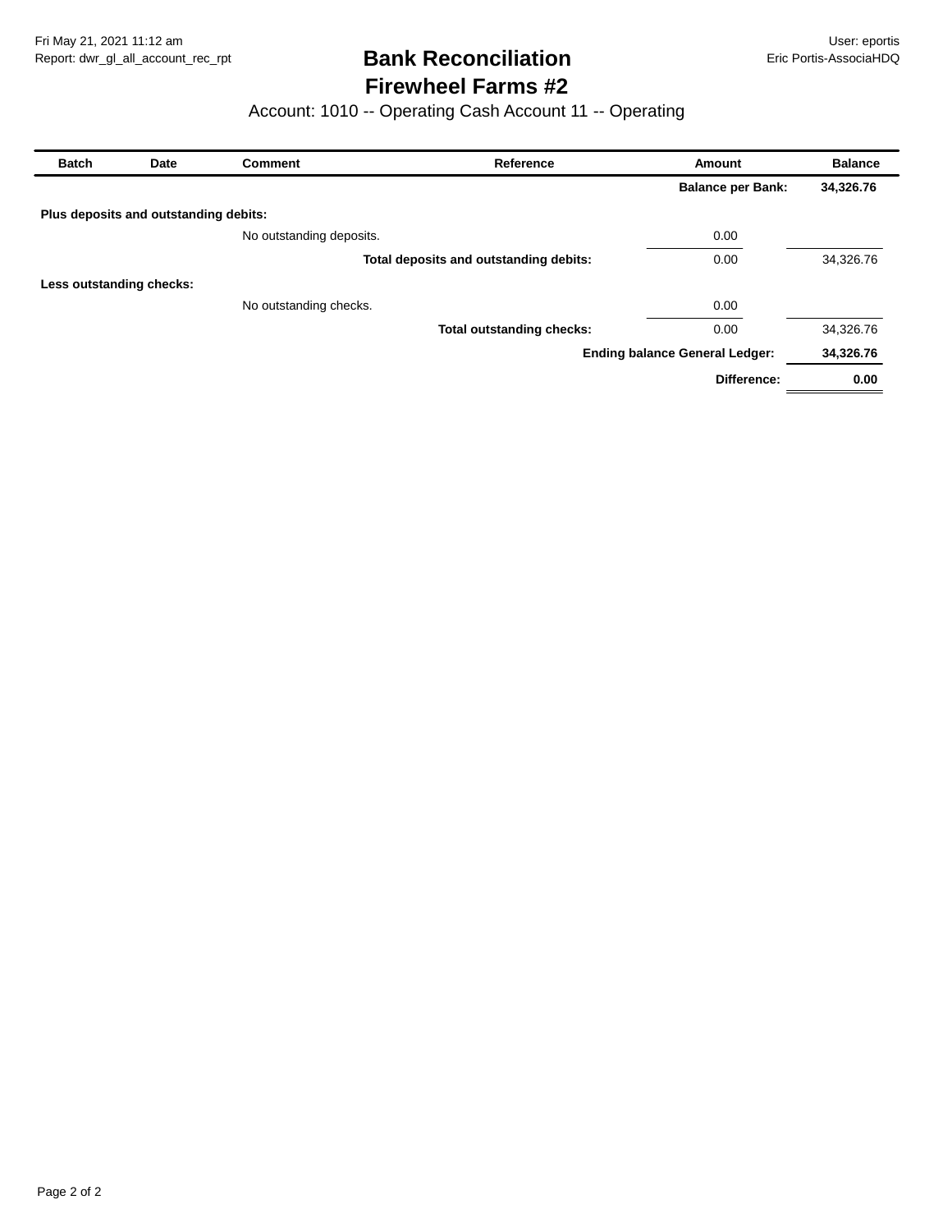Fri May 21, 2021 11:12 am
Report: dwr_gl_all_account_rec_rpt

User: eportis
Eric Portis-AssociaHDQ

# Bank Reconciliation

## Firewheel Farms #2

### Account: 1010 -- Operating Cash Account 11 -- Operating

| Batch | Date | Comment | Reference | Amount | Balance |
|---|---|---|---|---|---|
| | | | | **Balance per Bank:** | **34,326.76** |
| **Plus deposits and outstanding debits:** | | | | | |
| | | No outstanding deposits. | | 0.00 | |
| | | | **Total deposits and outstanding debits:** | 0.00 | 34,326.76 |
| **Less outstanding checks:** | | | | | |
| | | No outstanding checks. | | 0.00 | |
| | | | **Total outstanding checks:** | 0.00 | 34,326.76 |
| | | | | **Ending balance General Ledger:** | **34,326.76** |
| | | | | **Difference:** | **0.00** |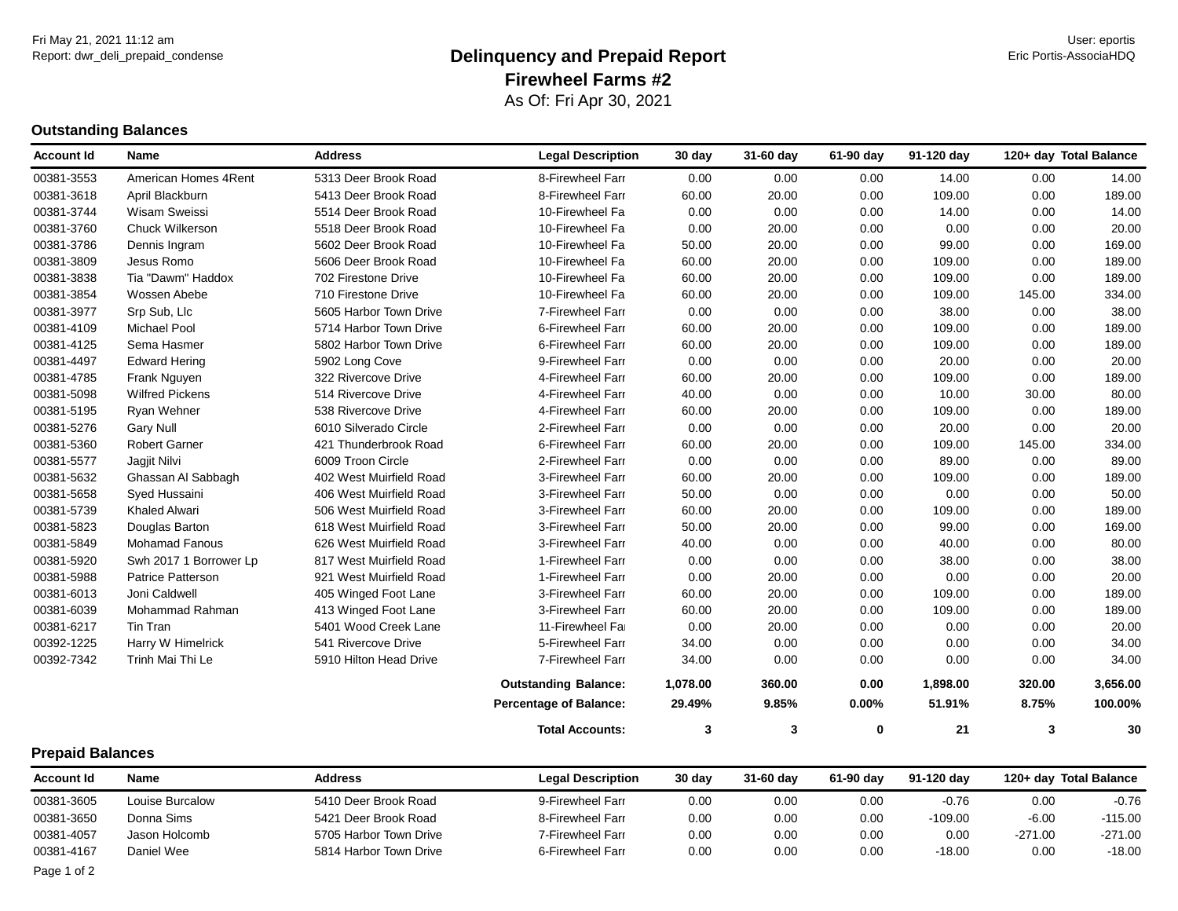Fri May 21, 2021 11:12 am
Report: dwr_deli_prepaid_condense

User: eportis
Eric Portis-AssociaHDQ

# Delinquency and Prepaid Report

## Firewheel Farms #2

As Of: Fri Apr 30, 2021

### Outstanding Balances

| Account Id | Name | Address | Legal Description | 30 day | 31-60 day | 61-90 day | 91-120 day | 120+ day | Total Balance |
|---|---|---|---|---|---|---|---|---|---|
| 00381-3553 | American Homes 4Rent | 5313 Deer Brook Road | 8-Firewheel Farr | 0.00 | 0.00 | 0.00 | 14.00 | 0.00 | 14.00 |
| 00381-3618 | April Blackburn | 5413 Deer Brook Road | 8-Firewheel Farr | 60.00 | 20.00 | 0.00 | 109.00 | 0.00 | 189.00 |
| 00381-3744 | Wisam Sweissi | 5514 Deer Brook Road | 10-Firewheel Fa | 0.00 | 0.00 | 0.00 | 14.00 | 0.00 | 14.00 |
| 00381-3760 | Chuck Wilkerson | 5518 Deer Brook Road | 10-Firewheel Fa | 0.00 | 20.00 | 0.00 | 0.00 | 0.00 | 20.00 |
| 00381-3786 | Dennis Ingram | 5602 Deer Brook Road | 10-Firewheel Fa | 50.00 | 20.00 | 0.00 | 99.00 | 0.00 | 169.00 |
| 00381-3809 | Jesus Romo | 5606 Deer Brook Road | 10-Firewheel Fa | 60.00 | 20.00 | 0.00 | 109.00 | 0.00 | 189.00 |
| 00381-3838 | Tia "Dawm" Haddox | 702 Firestone Drive | 10-Firewheel Fa | 60.00 | 20.00 | 0.00 | 109.00 | 0.00 | 189.00 |
| 00381-3854 | Wossen Abebe | 710 Firestone Drive | 10-Firewheel Fa | 60.00 | 20.00 | 0.00 | 109.00 | 145.00 | 334.00 |
| 00381-3977 | Srp Sub, Llc | 5605 Harbor Town Drive | 7-Firewheel Farr | 0.00 | 0.00 | 0.00 | 38.00 | 0.00 | 38.00 |
| 00381-4109 | Michael Pool | 5714 Harbor Town Drive | 6-Firewheel Farr | 60.00 | 20.00 | 0.00 | 109.00 | 0.00 | 189.00 |
| 00381-4125 | Sema Hasmer | 5802 Harbor Town Drive | 6-Firewheel Farr | 60.00 | 20.00 | 0.00 | 109.00 | 0.00 | 189.00 |
| 00381-4497 | Edward Hering | 5902 Long Cove | 9-Firewheel Farr | 0.00 | 0.00 | 0.00 | 20.00 | 0.00 | 20.00 |
| 00381-4785 | Frank Nguyen | 322 Rivercove Drive | 4-Firewheel Farr | 60.00 | 20.00 | 0.00 | 109.00 | 0.00 | 189.00 |
| 00381-5098 | Wilfred Pickens | 514 Rivercove Drive | 4-Firewheel Farr | 40.00 | 0.00 | 0.00 | 10.00 | 30.00 | 80.00 |
| 00381-5195 | Ryan Wehner | 538 Rivercove Drive | 4-Firewheel Farr | 60.00 | 20.00 | 0.00 | 109.00 | 0.00 | 189.00 |
| 00381-5276 | Gary Null | 6010 Silverado Circle | 2-Firewheel Farr | 0.00 | 0.00 | 0.00 | 20.00 | 0.00 | 20.00 |
| 00381-5360 | Robert Garner | 421 Thunderbrook Road | 6-Firewheel Farr | 60.00 | 20.00 | 0.00 | 109.00 | 145.00 | 334.00 |
| 00381-5577 | Jagjit Nilvi | 6009 Troon Circle | 2-Firewheel Farr | 0.00 | 0.00 | 0.00 | 89.00 | 0.00 | 89.00 |
| 00381-5632 | Ghassan Al Sabbagh | 402 West Muirfield Road | 3-Firewheel Farr | 60.00 | 20.00 | 0.00 | 109.00 | 0.00 | 189.00 |
| 00381-5658 | Syed Hussaini | 406 West Muirfield Road | 3-Firewheel Farr | 50.00 | 0.00 | 0.00 | 0.00 | 0.00 | 50.00 |
| 00381-5739 | Khaled Alwari | 506 West Muirfield Road | 3-Firewheel Farr | 60.00 | 20.00 | 0.00 | 109.00 | 0.00 | 189.00 |
| 00381-5823 | Douglas Barton | 618 West Muirfield Road | 3-Firewheel Farr | 50.00 | 20.00 | 0.00 | 99.00 | 0.00 | 169.00 |
| 00381-5849 | Mohamad Fanous | 626 West Muirfield Road | 3-Firewheel Farr | 40.00 | 0.00 | 0.00 | 40.00 | 0.00 | 80.00 |
| 00381-5920 | Swh 2017 1 Borrower Lp | 817 West Muirfield Road | 1-Firewheel Farr | 0.00 | 0.00 | 0.00 | 38.00 | 0.00 | 38.00 |
| 00381-5988 | Patrice Patterson | 921 West Muirfield Road | 1-Firewheel Farr | 0.00 | 20.00 | 0.00 | 0.00 | 0.00 | 20.00 |
| 00381-6013 | Joni Caldwell | 405 Winged Foot Lane | 3-Firewheel Farr | 60.00 | 20.00 | 0.00 | 109.00 | 0.00 | 189.00 |
| 00381-6039 | Mohammad Rahman | 413 Winged Foot Lane | 3-Firewheel Farr | 60.00 | 20.00 | 0.00 | 109.00 | 0.00 | 189.00 |
| 00381-6217 | Tin Tran | 5401 Wood Creek Lane | 11-Firewheel Fa | 0.00 | 20.00 | 0.00 | 0.00 | 0.00 | 20.00 |
| 00392-1225 | Harry W Himelrick | 541 Rivercove Drive | 5-Firewheel Farr | 34.00 | 0.00 | 0.00 | 0.00 | 0.00 | 34.00 |
| 00392-7342 | Trinh Mai Thi Le | 5910 Hilton Head Drive | 7-Firewheel Farr | 34.00 | 0.00 | 0.00 | 0.00 | 0.00 | 34.00 |
| | | | **Outstanding Balance:** | **1,078.00** | **360.00** | **0.00** | **1,898.00** | **320.00** | **3,656.00** |
| | | | **Percentage of Balance:** | **29.49%** | **9.85%** | **0.00%** | **51.91%** | **8.75%** | **100.00%** |
| | | | **Total Accounts:** | **3** | **3** | **0** | **21** | **3** | **30** |

### Prepaid Balances

| Account Id | Name | Address | Legal Description | 30 day | 31-60 day | 61-90 day | 91-120 day | 120+ day | Total Balance |
|---|---|---|---|---|---|---|---|---|---|
| 00381-3605 | Louise Burcalow | 5410 Deer Brook Road | 9-Firewheel Farr | 0.00 | 0.00 | 0.00 | -0.76 | 0.00 | -0.76 |
| 00381-3650 | Donna Sims | 5421 Deer Brook Road | 8-Firewheel Farr | 0.00 | 0.00 | 0.00 | -109.00 | -6.00 | -115.00 |
| 00381-4057 | Jason Holcomb | 5705 Harbor Town Drive | 7-Firewheel Farr | 0.00 | 0.00 | 0.00 | 0.00 | -271.00 | -271.00 |
| 00381-4167 | Daniel Wee | 5814 Harbor Town Drive | 6-Firewheel Farr | 0.00 | 0.00 | 0.00 | -18.00 | 0.00 | -18.00 |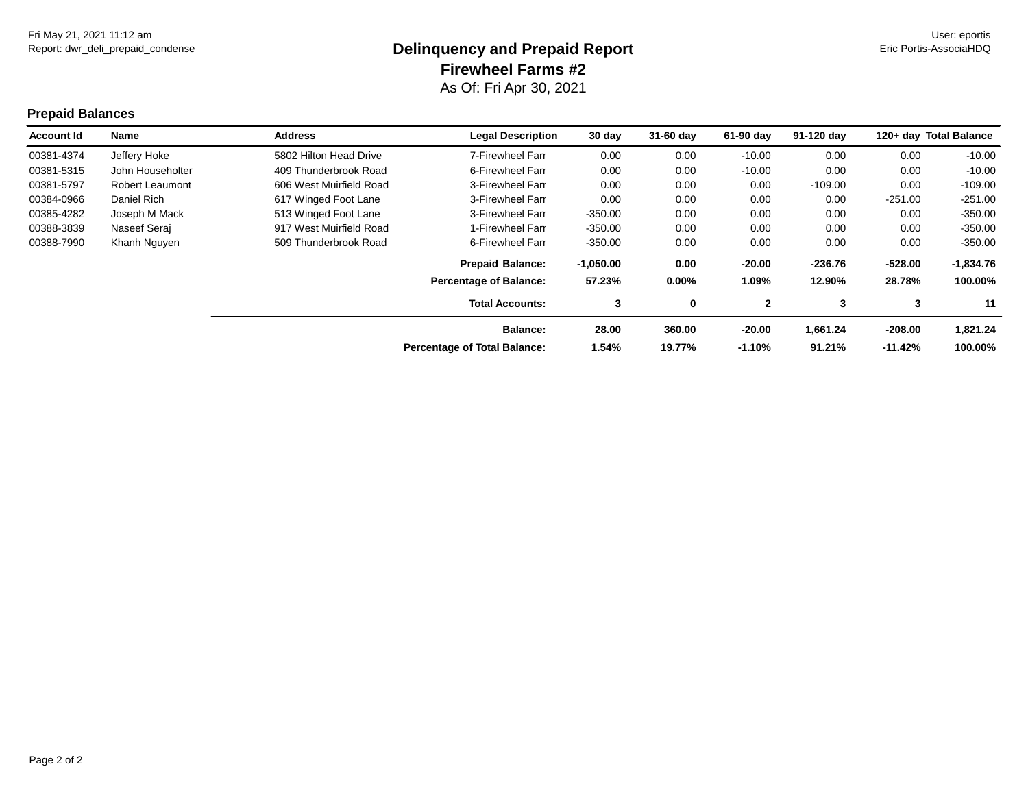Fri May 21, 2021 11:12 am
Report: dwr_deli_prepaid_condense

User: eportis
Eric Portis-AssociaHDQ

# Delinquency and Prepaid Report

## Firewheel Farms #2

As Of: Fri Apr 30, 2021

### Prepaid Balances

| Account Id | Name | Address | Legal Description | 30 day | 31-60 day | 61-90 day | 91-120 day | 120+ day | Total Balance |
|---|---|---|---|---|---|---|---|---|---|
| 00381-4374 | Jeffery Hoke | 5802 Hilton Head Drive | 7-Firewheel Farr | 0.00 | 0.00 | -10.00 | 0.00 | 0.00 | -10.00 |
| 00381-5315 | John Householter | 409 Thunderbrook Road | 6-Firewheel Farr | 0.00 | 0.00 | -10.00 | 0.00 | 0.00 | -10.00 |
| 00381-5797 | Robert Leaumont | 606 West Muirfield Road | 3-Firewheel Farr | 0.00 | 0.00 | 0.00 | -109.00 | 0.00 | -109.00 |
| 00384-0966 | Daniel Rich | 617 Winged Foot Lane | 3-Firewheel Farr | 0.00 | 0.00 | 0.00 | 0.00 | -251.00 | -251.00 |
| 00385-4282 | Joseph M Mack | 513 Winged Foot Lane | 3-Firewheel Farr | -350.00 | 0.00 | 0.00 | 0.00 | 0.00 | -350.00 |
| 00388-3839 | Naseef Seraj | 917 West Muirfield Road | 1-Firewheel Farr | -350.00 | 0.00 | 0.00 | 0.00 | 0.00 | -350.00 |
| 00388-7990 | Khanh Nguyen | 509 Thunderbrook Road | 6-Firewheel Farr | -350.00 | 0.00 | 0.00 | 0.00 | 0.00 | -350.00 |
| | | | **Prepaid Balance:** | **-1,050.00** | **0.00** | **-20.00** | **-236.76** | **-528.00** | **-1,834.76** |
| | | | **Percentage of Balance:** | **57.23%** | **0.00%** | **1.09%** | **12.90%** | **28.78%** | **100.00%** |
| | | | **Total Accounts:** | **3** | **0** | **2** | **3** | **3** | **11** |
| | | | **Balance:** | **28.00** | **360.00** | **-20.00** | **1,661.24** | **-208.00** | **1,821.24** |
| | | | **Percentage of Total Balance:** | **1.54%** | **19.77%** | **-1.10%** | **91.21%** | **-11.42%** | **100.00%** |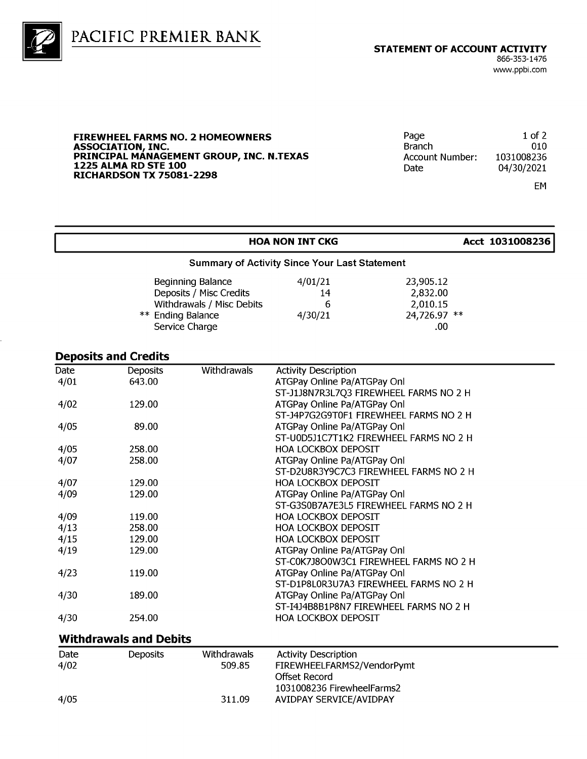PACIFIC PREMIER BANK

**STATEMENT OF ACCOUNT ACTIVITY**
866-353-1476
www.ppbi.com

**FIREWHEEL FARMS NO. 2 HOMEOWNERS ASSOCIATION, INC.**
**PRINCIPAL MANAGEMENT GROUP, INC. N.TEXAS**
**1225 ALMA RD STE 100**
**RICHARDSON TX 75081-2298**

| | |
|---|---|
| Branch | 010 |
| Account Number: | 1031008236 |
| Date | 04/30/2021 |

EM

**HOA NON INT CKG** — **Acct 1031008236**

**Summary of Activity Since Your Last Statement**

| | | |
|---|---|---|
| Beginning Balance | 4/01/21 | 23,905.12 |
| Deposits / Misc Credits | 14 | 2,832.00 |
| Withdrawals / Misc Debits | 6 | 2,010.15 |
| ** Ending Balance | 4/30/21 | 24,726.97 ** |
| Service Charge | | .00 |

## Deposits and Credits

| Date | Deposits | Withdrawals | Activity Description |
|---|---|---|---|
| 4/01 | 643.00 | | ATGPay Online Pa/ATGPay Onl ST-J1J8N7R3L7Q3 FIREWHEEL FARMS NO 2 H |
| 4/02 | 129.00 | | ATGPay Online Pa/ATGPay Onl ST-J4P7G2G9T0F1 FIREWHEEL FARMS NO 2 H |
| 4/05 | 89.00 | | ATGPay Online Pa/ATGPay Onl ST-U0D5J1C7T1K2 FIREWHEEL FARMS NO 2 H |
| 4/05 | 258.00 | | HOA LOCKBOX DEPOSIT |
| 4/07 | 258.00 | | ATGPay Online Pa/ATGPay Onl ST-D2U8R3Y9C7C3 FIREWHEEL FARMS NO 2 H |
| 4/07 | 129.00 | | HOA LOCKBOX DEPOSIT |
| 4/09 | 129.00 | | ATGPay Online Pa/ATGPay Onl ST-G3S0B7A7E3L5 FIREWHEEL FARMS NO 2 H |
| 4/09 | 119.00 | | HOA LOCKBOX DEPOSIT |
| 4/13 | 258.00 | | HOA LOCKBOX DEPOSIT |
| 4/15 | 129.00 | | HOA LOCKBOX DEPOSIT |
| 4/19 | 129.00 | | ATGPay Online Pa/ATGPay Onl ST-C0K7J8O0W3C1 FIREWHEEL FARMS NO 2 H |
| 4/23 | 119.00 | | ATGPay Online Pa/ATGPay Onl ST-D1P8L0R3U7A3 FIREWHEEL FARMS NO 2 H |
| 4/30 | 189.00 | | ATGPay Online Pa/ATGPay Onl ST-I4J4B8B1P8N7 FIREWHEEL FARMS NO 2 H |
| 4/30 | 254.00 | | HOA LOCKBOX DEPOSIT |

## Withdrawals and Debits

| Date | Deposits | Withdrawals | Activity Description |
|---|---|---|---|
| 4/02 | | 509.85 | FIREWHEELFARMS2/VendorPymt Offset Record 1031008236 FirewheelFarms2 |
| 4/05 | | 311.09 | AVIDPAY SERVICE/AVIDPAY |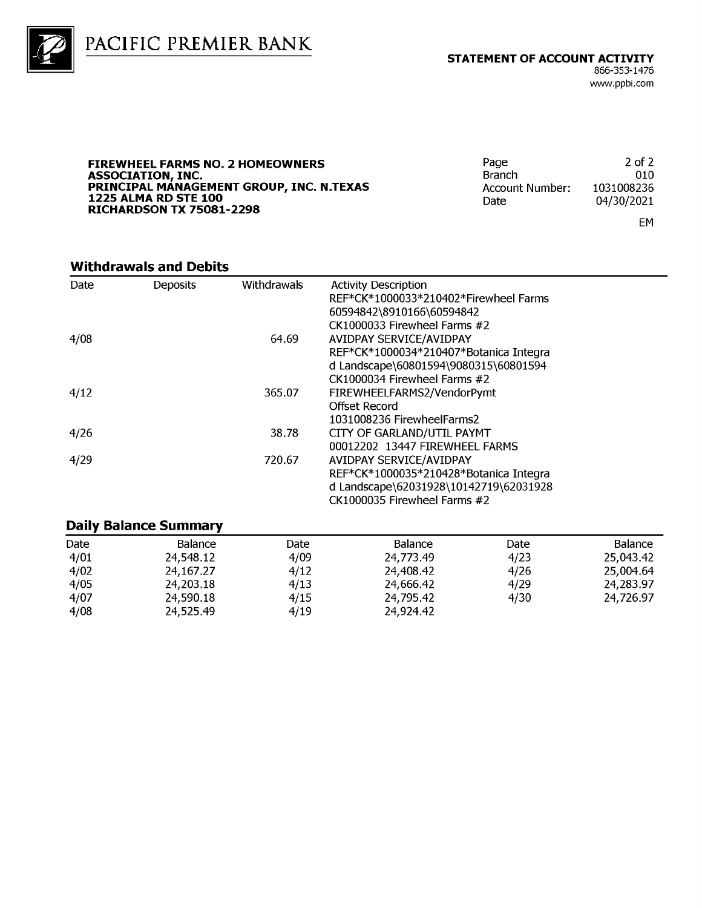PACIFIC PREMIER BANK

**STATEMENT OF ACCOUNT ACTIVITY**
866-353-1476
www.ppbi.com

**FIREWHEEL FARMS NO. 2 HOMEOWNERS ASSOCIATION, INC.**
**PRINCIPAL MANAGEMENT GROUP, INC. N.TEXAS**
**1225 ALMA RD STE 100**
**RICHARDSON TX 75081-2298**

| | |
|---|---|
| Branch | 010 |
| Account Number: | 1031008236 |
| Date | 04/30/2021 |

EM

## Withdrawals and Debits

| Date | Deposits | Withdrawals | Activity Description |
|---|---|---|---|
| | | | REF*CK*1000033*210402*Firewheel Farms 60594842\8910166\60594842 CK1000033 Firewheel Farms #2 |
| 4/08 | | 64.69 | AVIDPAY SERVICE/AVIDPAY REF*CK*1000034*210407*Botanica Integra d Landscape\60801594\9080315\60801594 CK1000034 Firewheel Farms #2 |
| 4/12 | | 365.07 | FIREWHEELFARMS2/VendorPymt Offset Record 1031008236 FirewheelFarms2 |
| 4/26 | | 38.78 | CITY OF GARLAND/UTIL PAYMT 00012202 13447 FIREWHEEL FARMS |
| 4/29 | | 720.67 | AVIDPAY SERVICE/AVIDPAY REF*CK*1000035*210428*Botanica Integra d Landscape\62031928\10142719\62031928 CK1000035 Firewheel Farms #2 |

## Daily Balance Summary

| Date | Balance | Date | Balance | Date | Balance |
|---|---|---|---|---|---|
| 4/01 | 24,548.12 | 4/09 | 24,773.49 | 4/23 | 25,043.42 |
| 4/02 | 24,167.27 | 4/12 | 24,408.42 | 4/26 | 25,004.64 |
| 4/05 | 24,203.18 | 4/13 | 24,666.42 | 4/29 | 24,283.97 |
| 4/07 | 24,590.18 | 4/15 | 24,795.42 | 4/30 | 24,726.97 |
| 4/08 | 24,525.49 | 4/19 | 24,924.42 | | |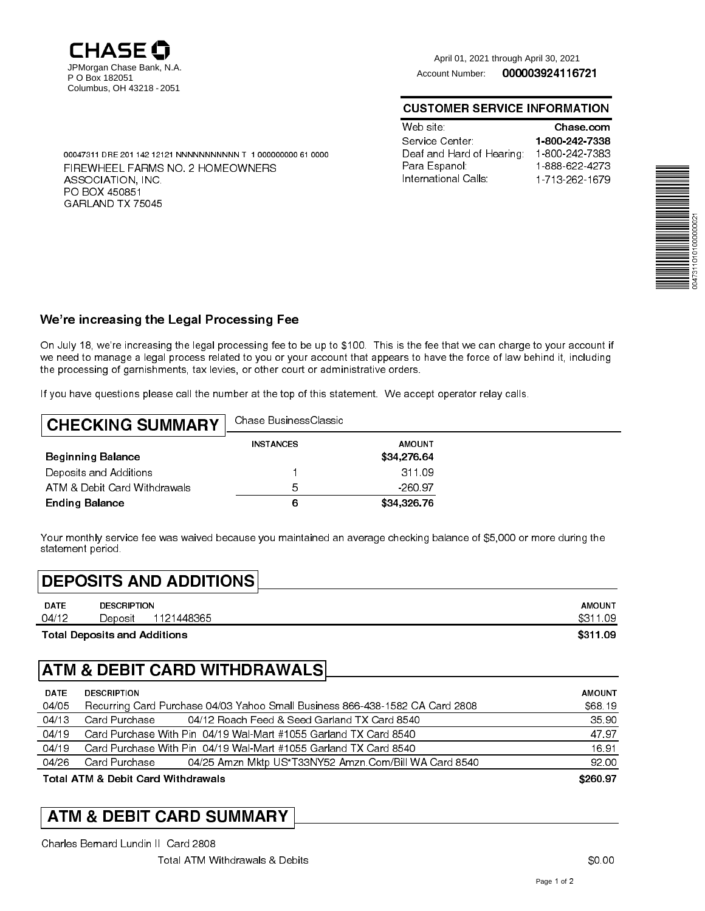**CHASE**

JPMorgan Chase Bank, N.A.
P O Box 182051
Columbus, OH 43218 - 2051

April 01, 2021 through April 30, 2021

Account Number: **000003924116721**

### CUSTOMER SERVICE INFORMATION

| | |
|---|---|
| Web site: | **Chase.com** |
| Service Center: | **1-800-242-7338** |
| Deaf and Hard of Hearing: | 1-800-242-7383 |
| Para Espanol: | 1-888-622-4273 |
| International Calls: | 1-713-262-1679 |

00047311 DRE 201 142 12121 NNNNNNNNNNN T 1 000000000 61 0000

FIREWHEEL FARMS NO. 2 HOMEOWNERS
ASSOCIATION, INC.
PO BOX 450851
GARLAND TX 75045

### We're increasing the Legal Processing Fee

On July 18, we're increasing the legal processing fee to be up to $100. This is the fee that we can charge to your account if we need to manage a legal process related to you or your account that appears to have the force of law behind it, including the processing of garnishments, tax levies, or other court or administrative orders.

If you have questions please call the number at the top of this statement. We accept operator relay calls.

## CHECKING SUMMARY

Chase BusinessClassic

| | INSTANCES | AMOUNT |
|---|---|---|
| **Beginning Balance** | | **$34,276.64** |
| Deposits and Additions | 1 | 311.09 |
| ATM & Debit Card Withdrawals | 5 | -260.97 |
| **Ending Balance** | **6** | **$34,326.76** |

Your monthly service fee was waived because you maintained an average checking balance of $5,000 or more during the statement period.

## DEPOSITS AND ADDITIONS

| DATE | DESCRIPTION | AMOUNT |
|---|---|---|
| 04/12 | Deposit 1121448365 | $311.09 |
| **Total Deposits and Additions** | | **$311.09** |

## ATM & DEBIT CARD WITHDRAWALS

| DATE | DESCRIPTION | AMOUNT |
|---|---|---|
| 04/05 | Recurring Card Purchase 04/03 Yahoo Small Business 866-438-1582 CA Card 2808 | $68.19 |
| 04/13 | Card Purchase 04/12 Roach Feed & Seed Garland TX Card 8540 | 35.90 |
| 04/19 | Card Purchase With Pin 04/19 Wal-Mart #1055 Garland TX Card 8540 | 47.97 |
| 04/19 | Card Purchase With Pin 04/19 Wal-Mart #1055 Garland TX Card 8540 | 16.91 |
| 04/26 | Card Purchase 04/25 Amzn Mktp US*T33NY52 Amzn.Com/Bill WA Card 8540 | 92.00 |
| **Total ATM & Debit Card Withdrawals** | | **$260.97** |

## ATM & DEBIT CARD SUMMARY

Charles Bernard Lundin II Card 2808

| | |
|---|---|
| Total ATM Withdrawals & Debits | $0.00 |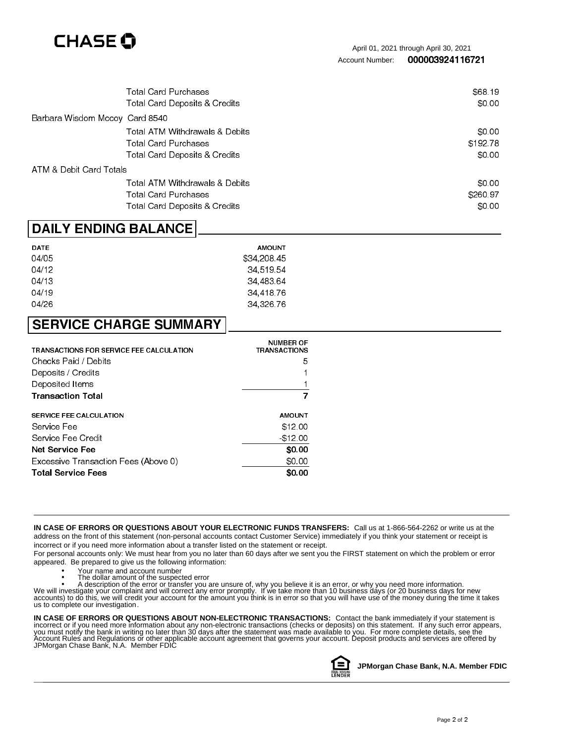April 01, 2021 through April 30, 2021

Account Number: **000003924116721**

| | | |
|---|---|---|
| | Total Card Purchases | $68.19 |
| | Total Card Deposits & Credits | $0.00 |
| Barbara Wisdom Mccoy Card 8540 | | |
| | Total ATM Withdrawals & Debits | $0.00 |
| | Total Card Purchases | $192.78 |
| | Total Card Deposits & Credits | $0.00 |
| ATM & Debit Card Totals | | |
| | Total ATM Withdrawals & Debits | $0.00 |
| | Total Card Purchases | $260.97 |
| | Total Card Deposits & Credits | $0.00 |

## DAILY ENDING BALANCE

| DATE | AMOUNT |
|---|---|
| 04/05 | $34,208.45 |
| 04/12 | 34,519.54 |
| 04/13 | 34,483.64 |
| 04/19 | 34,418.76 |
| 04/26 | 34,326.76 |

## SERVICE CHARGE SUMMARY

| TRANSACTIONS FOR SERVICE FEE CALCULATION | NUMBER OF TRANSACTIONS |
|---|---|
| Checks Paid / Debits | 5 |
| Deposits / Credits | 1 |
| Deposited Items | 1 |
| **Transaction Total** | **7** |

| SERVICE FEE CALCULATION | AMOUNT |
|---|---|
| Service Fee | $12.00 |
| Service Fee Credit | -$12.00 |
| **Net Service Fee** | **$0.00** |
| Excessive Transaction Fees (Above 0) | $0.00 |
| **Total Service Fees** | **$0.00** |

**IN CASE OF ERRORS OR QUESTIONS ABOUT YOUR ELECTRONIC FUNDS TRANSFERS:** Call us at 1-866-564-2262 or write us at the address on the front of this statement (non-personal accounts contact Customer Service) immediately if you think your statement or receipt is incorrect or if you need more information about a transfer listed on the statement or receipt.

For personal accounts only: We must hear from you no later than 60 days after we sent you the FIRST statement on which the problem or error appeared. Be prepared to give us the following information:

- Your name and account number
- The dollar amount of the suspected error
- A description of the error or transfer you are unsure of, why you believe it is an error, or why you need more information.

We will investigate your complaint and will correct any error promptly. If we take more than 10 business days (or 20 business days for new accounts) to do this, we will credit your account for the amount you think is in error so that you will have use of the money during the time it takes us to complete our investigation.

**IN CASE OF ERRORS OR QUESTIONS ABOUT NON-ELECTRONIC TRANSACTIONS:** Contact the bank immediately if your statement is incorrect or if you need more information about any non-electronic transactions (checks or deposits) on this statement. If any such error appears, you must notify the bank in writing no later than 30 days after the statement was made available to you. For more complete details, see the Account Rules and Regulations or other applicable account agreement that governs your account. Deposit products and services are offered by JPMorgan Chase Bank, N.A. Member FDIC

**JPMorgan Chase Bank, N.A. Member FDIC**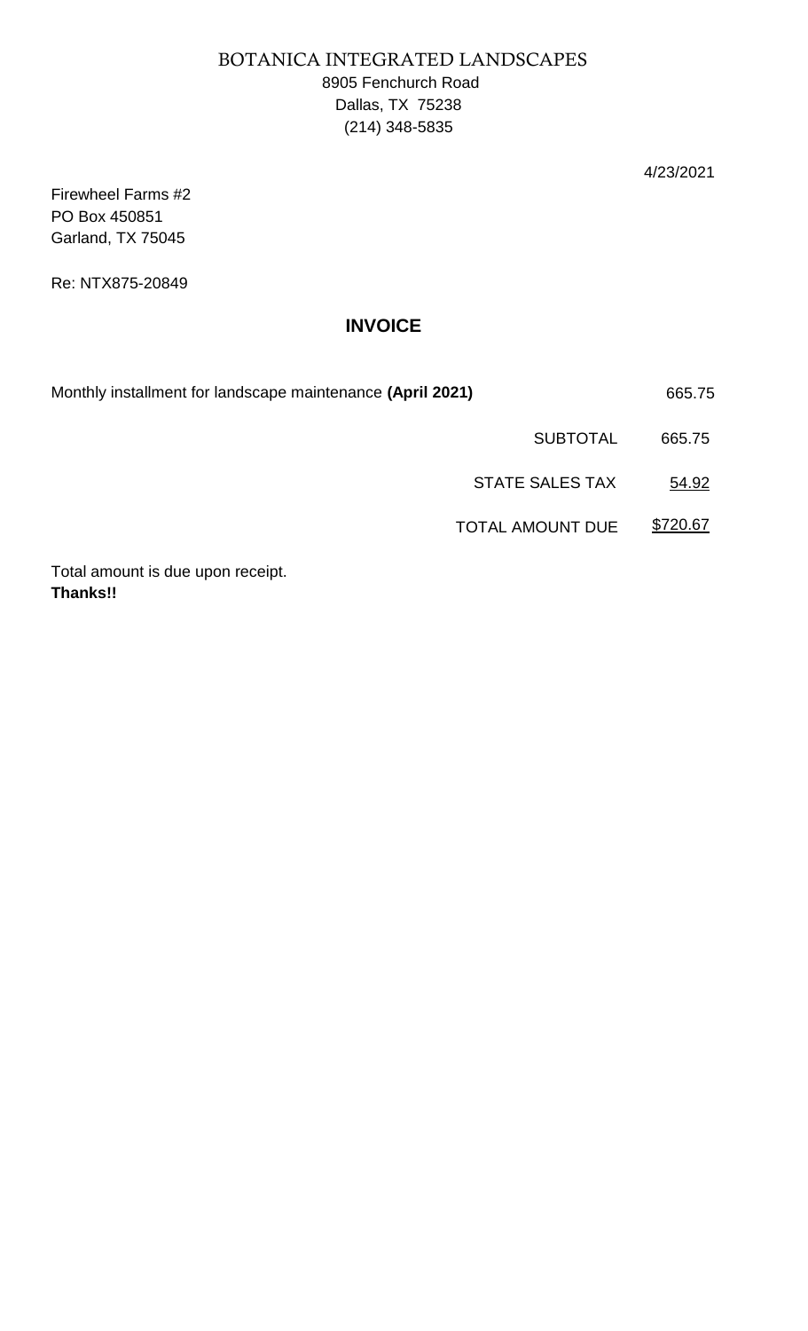BOTANICA INTEGRATED LANDSCAPES
8905 Fenchurch Road
Dallas, TX 75238
(214) 348-5835

4/23/2021

Firewheel Farms #2
PO Box 450851
Garland, TX 75045

Re: NTX875-20849

## INVOICE

| | |
|---|---|
| Monthly installment for landscape maintenance **(April 2021)** | 665.75 |
| SUBTOTAL | 665.75 |
| STATE SALES TAX | 54.92 |
| TOTAL AMOUNT DUE | $720.67 |

Total amount is due upon receipt.
**Thanks!!**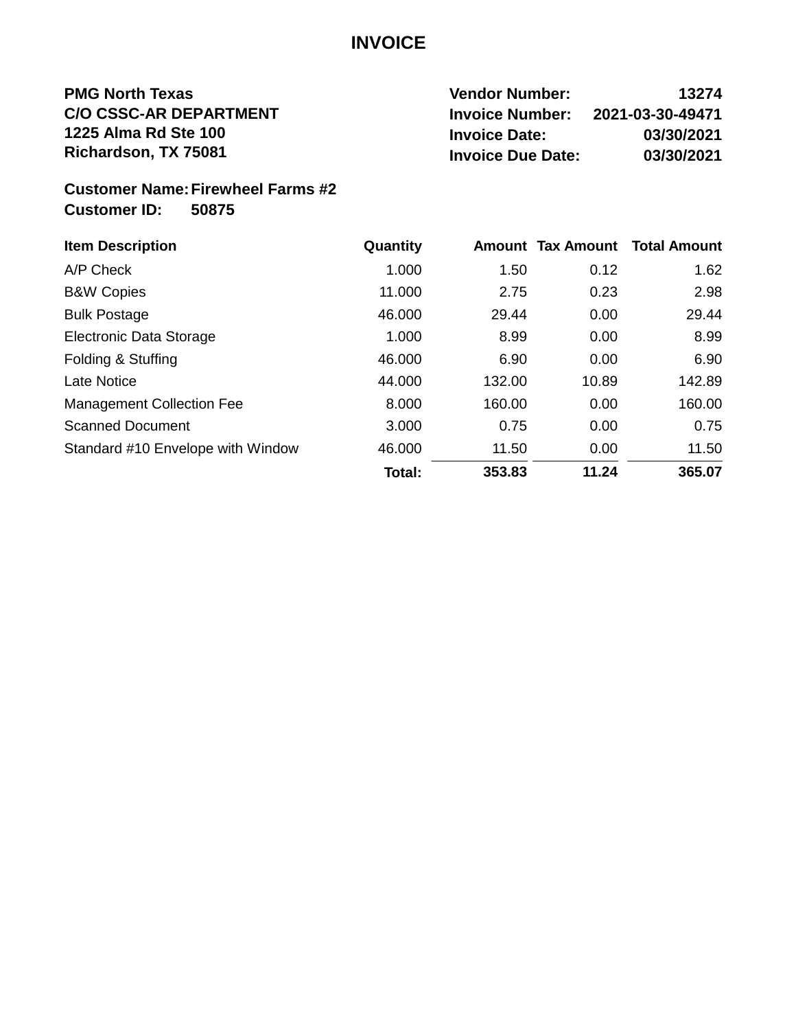# INVOICE

**PMG North Texas**
**C/O CSSC-AR DEPARTMENT**
**1225 Alma Rd Ste 100**
**Richardson, TX 75081**

| | |
|---|---|
| **Vendor Number:** | **13274** |
| **Invoice Number:** | **2021-03-30-49471** |
| **Invoice Date:** | **03/30/2021** |
| **Invoice Due Date:** | **03/30/2021** |

**Customer Name:** **Firewheel Farms #2**
**Customer ID:** **50875**

| Item Description | Quantity | Amount | Tax Amount | Total Amount |
|---|---|---|---|---|
| A/P Check | 1.000 | 1.50 | 0.12 | 1.62 |
| B&W Copies | 11.000 | 2.75 | 0.23 | 2.98 |
| Bulk Postage | 46.000 | 29.44 | 0.00 | 29.44 |
| Electronic Data Storage | 1.000 | 8.99 | 0.00 | 8.99 |
| Folding & Stuffing | 46.000 | 6.90 | 0.00 | 6.90 |
| Late Notice | 44.000 | 132.00 | 10.89 | 142.89 |
| Management Collection Fee | 8.000 | 160.00 | 0.00 | 160.00 |
| Scanned Document | 3.000 | 0.75 | 0.00 | 0.75 |
| Standard #10 Envelope with Window | 46.000 | 11.50 | 0.00 | 11.50 |
| | **Total:** | **353.83** | **11.24** | **365.07** |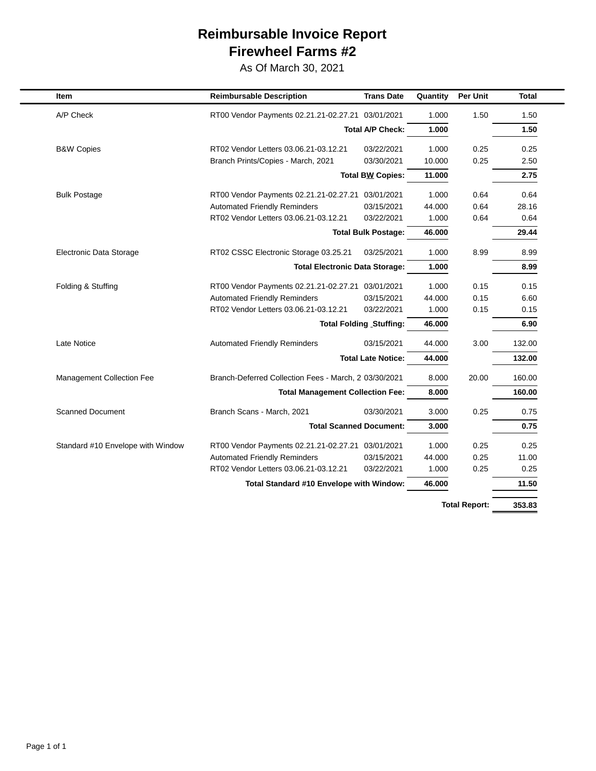# Reimbursable Invoice Report
## Firewheel Farms #2
As Of March 30, 2021

| Item | Reimbursable Description | Trans Date | Quantity | Per Unit | Total |
|---|---|---|---|---|---|
| A/P Check | RT00 Vendor Payments 02.21.21-02.27.21 | 03/01/2021 | 1.000 | 1.50 | 1.50 |
| | | **Total A/P Check:** | **1.000** | | **1.50** |
| B&W Copies | RT02 Vendor Letters 03.06.21-03.12.21 | 03/22/2021 | 1.000 | 0.25 | 0.25 |
| | Branch Prints/Copies - March, 2021 | 03/30/2021 | 10.000 | 0.25 | 2.50 |
| | | **Total BW Copies:** | **11.000** | | **2.75** |
| Bulk Postage | RT00 Vendor Payments 02.21.21-02.27.21 | 03/01/2021 | 1.000 | 0.64 | 0.64 |
| | Automated Friendly Reminders | 03/15/2021 | 44.000 | 0.64 | 28.16 |
| | RT02 Vendor Letters 03.06.21-03.12.21 | 03/22/2021 | 1.000 | 0.64 | 0.64 |
| | | **Total Bulk Postage:** | **46.000** | | **29.44** |
| Electronic Data Storage | RT02 CSSC Electronic Storage 03.25.21 | 03/25/2021 | 1.000 | 8.99 | 8.99 |
| | | **Total Electronic Data Storage:** | **1.000** | | **8.99** |
| Folding & Stuffing | RT00 Vendor Payments 02.21.21-02.27.21 | 03/01/2021 | 1.000 | 0.15 | 0.15 |
| | Automated Friendly Reminders | 03/15/2021 | 44.000 | 0.15 | 6.60 |
| | RT02 Vendor Letters 03.06.21-03.12.21 | 03/22/2021 | 1.000 | 0.15 | 0.15 |
| | | **Total Folding _Stuffing:** | **46.000** | | **6.90** |
| Late Notice | Automated Friendly Reminders | 03/15/2021 | 44.000 | 3.00 | 132.00 |
| | | **Total Late Notice:** | **44.000** | | **132.00** |
| Management Collection Fee | Branch-Deferred Collection Fees - March, 2 | 03/30/2021 | 8.000 | 20.00 | 160.00 |
| | | **Total Management Collection Fee:** | **8.000** | | **160.00** |
| Scanned Document | Branch Scans - March, 2021 | 03/30/2021 | 3.000 | 0.25 | 0.75 |
| | | **Total Scanned Document:** | **3.000** | | **0.75** |
| Standard #10 Envelope with Window | RT00 Vendor Payments 02.21.21-02.27.21 | 03/01/2021 | 1.000 | 0.25 | 0.25 |
| | Automated Friendly Reminders | 03/15/2021 | 44.000 | 0.25 | 11.00 |
| | RT02 Vendor Letters 03.06.21-03.12.21 | 03/22/2021 | 1.000 | 0.25 | 0.25 |
| | | **Total Standard #10 Envelope with Window:** | **46.000** | | **11.50** |
| | | | | **Total Report:** | **353.83** |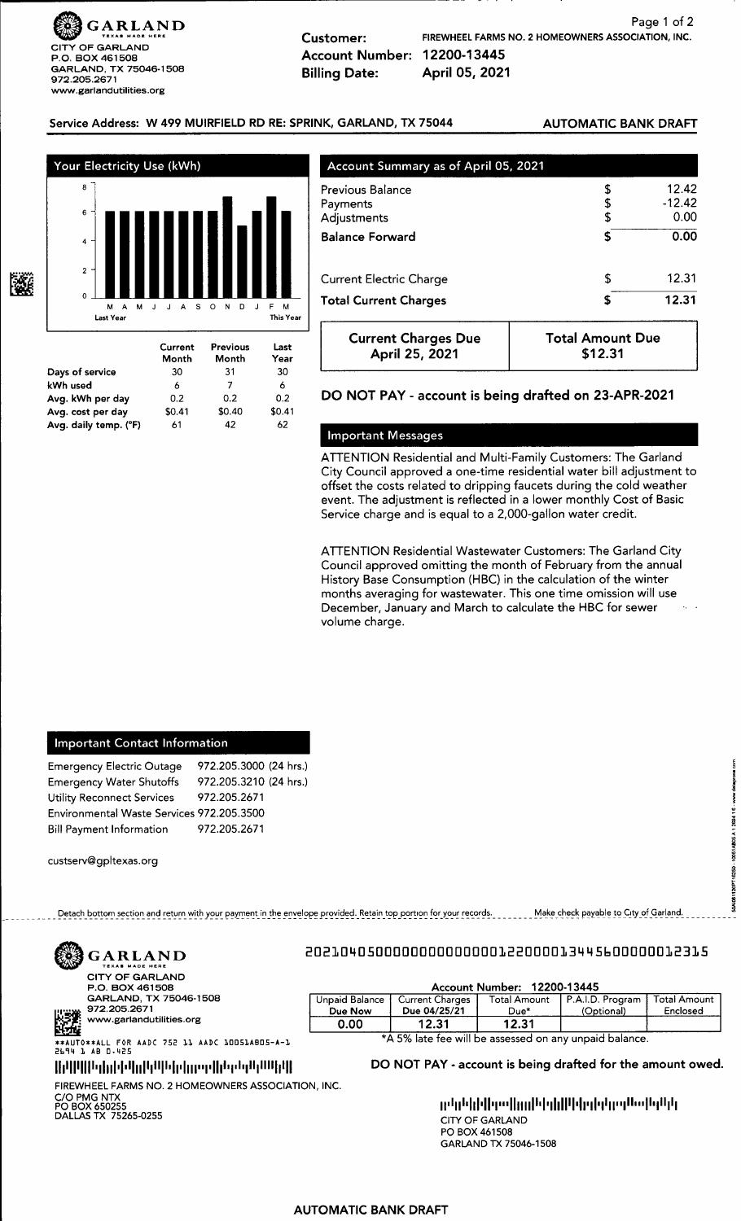**GARLAND**
TEXAS MADE HERE
CITY OF GARLAND
P.O. BOX 461508
GARLAND, TX 75046-1508
972.205.2671
www.garlandutilities.org

Customer: FIREWHEEL FARMS NO. 2 HOMEOWNERS ASSOCIATION, INC.
Account Number: 12200-13445
Billing Date: April 05, 2021

Service Address: W 499 MUIRFIELD RD RE: SPRINK, GARLAND, TX 75044

AUTOMATIC BANK DRAFT

## Your Electricity Use (kWh)

8
6
4
2
0
M A M J J A S O N D J F M
Last Year
This Year

| | Current Month | Previous Month | Last Year |
|---|---|---|---|
| Days of service | 30 | 31 | 30 |
| kWh used | 6 | 7 | 6 |
| Avg. kWh per day | 0.2 | 0.2 | 0.2 |
| Avg. cost per day | $0.41 | $0.40 | $0.41 |
| Avg. daily temp. (°F) | 61 | 42 | 62 |

## Account Summary as of April 05, 2021

| | | |
|---|---|---|
| Previous Balance | $ | 12.42 |
| Payments | $ | -12.42 |
| Adjustments | $ | 0.00 |
| **Balance Forward** | **$** | **0.00** |
| Current Electric Charge | $ | 12.31 |
| **Total Current Charges** | **$** | **12.31** |

| Current Charges Due | Total Amount Due |
|---|---|
| April 25, 2021 | $12.31 |

**DO NOT PAY - account is being drafted on 23-APR-2021**

## Important Messages

ATTENTION Residential and Multi-Family Customers: The Garland City Council approved a one-time residential water bill adjustment to offset the costs related to dripping faucets during the cold weather event. The adjustment is reflected in a lower monthly Cost of Basic Service charge and is equal to a 2,000-gallon water credit.

ATTENTION Residential Wastewater Customers: The Garland City Council approved omitting the month of February from the annual History Base Consumption (HBC) in the calculation of the winter months averaging for wastewater. This one time omission will use December, January and March to calculate the HBC for sewer volume charge.

## Important Contact Information

| | |
|---|---|
| Emergency Electric Outage | 972.205.3000 (24 hrs.) |
| Emergency Water Shutoffs | 972.205.3210 (24 hrs.) |
| Utility Reconnect Services | 972.205.2671 |
| Environmental Waste Services | 972.205.3500 |
| Bill Payment Information | 972.205.2671 |

custserv@gpltexas.org

Detach bottom section and return with your payment in the envelope provided. Retain top portion for your records. Make check payable to City of Garland.

---

**GARLAND**
TEXAS MADE HERE
CITY OF GARLAND
P.O. BOX 461508
GARLAND, TX 75046-1508
972.205.2671
www.garlandutilities.org

2021040500000000000000122000013445600000012315

Account Number: 12200-13445

| Unpaid Balance Due Now | Current Charges Due 04/25/21 | Total Amount Due* | P.A.I.D. Program (Optional) | Total Amount Enclosed |
|---|---|---|---|---|
| 0.00 | 12.31 | 12.31 | | |

*A 5% late fee will be assessed on any unpaid balance.

**AUTO**ALL FOR AADC 752 11 AADC 10051AB05-A-1
2694 1 AB 0.425

**DO NOT PAY - account is being drafted for the amount owed.**

FIREWHEEL FARMS NO. 2 HOMEOWNERS ASSOCIATION, INC.
C/O PMG NTX
PO BOX 650255
DALLAS TX 75265-0255

CITY OF GARLAND
PO BOX 461508
GARLAND TX 75046-1508

AUTOMATIC BANK DRAFT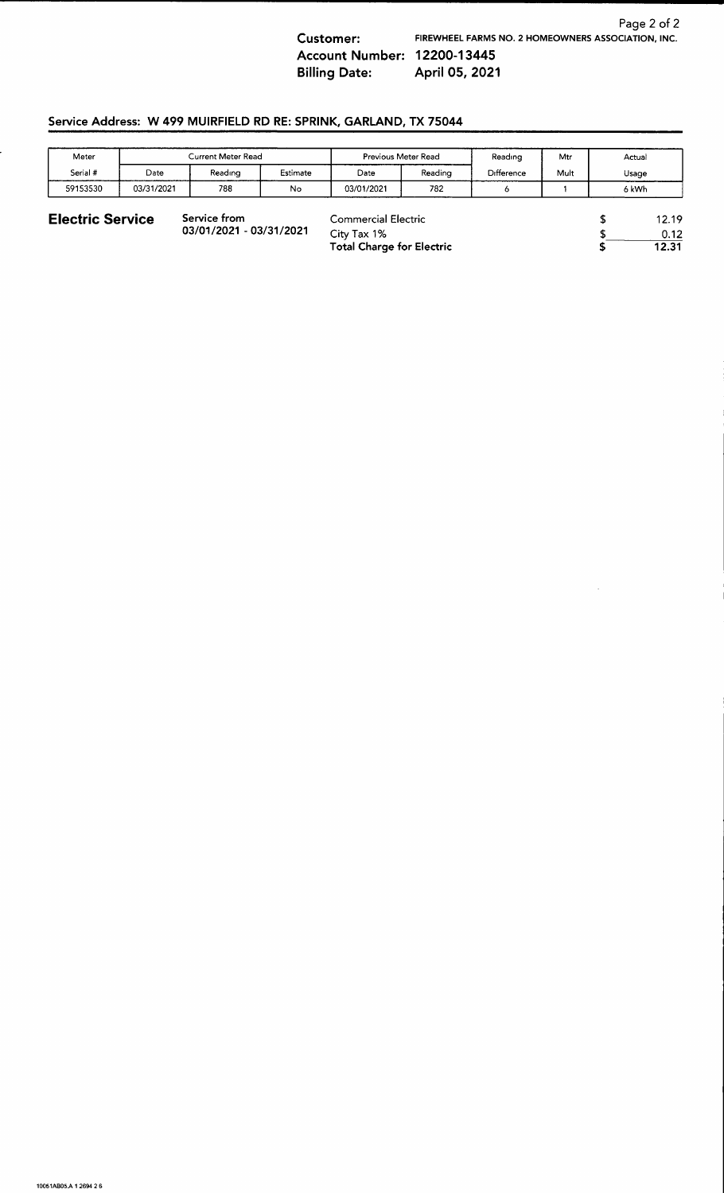**Customer:** FIREWHEEL FARMS NO. 2 HOMEOWNERS ASSOCIATION, INC.
**Account Number:** 12200-13445
**Billing Date:** April 05, 2021

## Service Address: W 499 MUIRFIELD RD RE: SPRINK, GARLAND, TX 75044

| Meter | Current Meter Read | | | Previous Meter Read | | Reading | Mtr | Actual |
|---|---|---|---|---|---|---|---|---|
| Serial # | Date | Reading | Estimate | Date | Reading | Difference | Mult | Usage |
| 59153530 | 03/31/2021 | 788 | No | 03/01/2021 | 782 | 6 | 1 | 6 kWh |

| Electric Service | Service from 03/01/2021 - 03/31/2021 | | |
|---|---|---|---|
| | | Commercial Electric | $ 12.19 |
| | | City Tax 1% | $ 0.12 |
| | | **Total Charge for Electric** | **$ 12.31** |

10051AB05.A 1 2694 2 6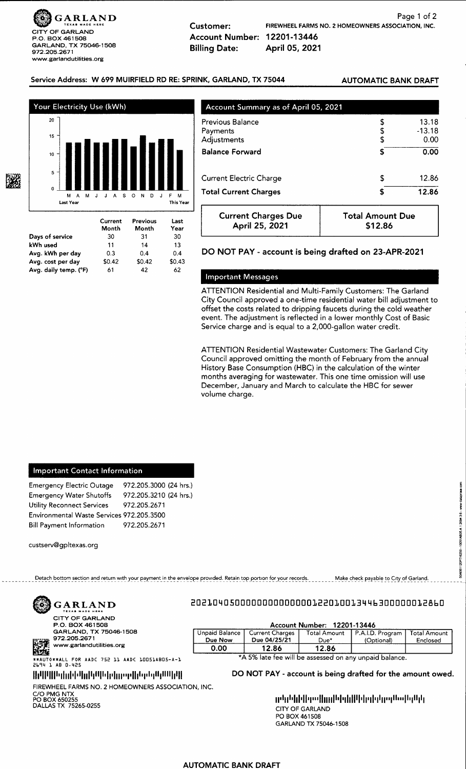**GARLAND**
TEXAS MADE HERE
CITY OF GARLAND
P.O. BOX 461508
GARLAND, TX 75046-1508
972.205.2671
www.garlandutilities.org

**Customer:** FIREWHEEL FARMS NO. 2 HOMEOWNERS ASSOCIATION, INC.
**Account Number:** 12201-13446
**Billing Date:** April 05, 2021

**Service Address: W 699 MUIRFIELD RD RE: SPRINK, GARLAND, TX 75044** — **AUTOMATIC BANK DRAFT**

## Your Electricity Use (kWh)

20
15
10
5
0
M A M J J A S O N D J F M
Last Year
This Year

| | Current Month | Previous Month | Last Year |
|---|---|---|---|
| Days of service | 30 | 31 | 30 |
| kWh used | 11 | 14 | 13 |
| Avg. kWh per day | 0.3 | 0.4 | 0.4 |
| Avg. cost per day | $0.42 | $0.42 | $0.43 |
| Avg. daily temp. (°F) | 61 | 42 | 62 |

## Account Summary as of April 05, 2021

| | | |
|---|---|---|
| Previous Balance | $ | 13.18 |
| Payments | $ | -13.18 |
| Adjustments | $ | 0.00 |
| **Balance Forward** | **$** | **0.00** |
| Current Electric Charge | $ | 12.86 |
| **Total Current Charges** | **$** | **12.86** |

| Current Charges Due April 25, 2021 | Total Amount Due $12.86 |
|---|---|

**DO NOT PAY - account is being drafted on 23-APR-2021**

## Important Messages

ATTENTION Residential and Multi-Family Customers: The Garland City Council approved a one-time residential water bill adjustment to offset the costs related to dripping faucets during the cold weather event. The adjustment is reflected in a lower monthly Cost of Basic Service charge and is equal to a 2,000-gallon water credit.

ATTENTION Residential Wastewater Customers: The Garland City Council approved omitting the month of February from the annual History Base Consumption (HBC) in the calculation of the winter months averaging for wastewater. This one time omission will use December, January and March to calculate the HBC for sewer volume charge.

## Important Contact Information

| | |
|---|---|
| Emergency Electric Outage | 972.205.3000 (24 hrs.) |
| Emergency Water Shutoffs | 972.205.3210 (24 hrs.) |
| Utility Reconnect Services | 972.205.2671 |
| Environmental Waste Services | 972.205.3500 |
| Bill Payment Information | 972.205.2671 |

custserv@gpltexas.org

Detach bottom section and return with your payment in the envelope provided. Retain top portion for your records. Make check payable to City of Garland.

---

**GARLAND**
TEXAS MADE HERE
CITY OF GARLAND
P.O. BOX 461508
GARLAND, TX 75046-1508
972.205.2671
www.garlandutilities.org

202104050000000000000122010013446300000012860

**Account Number: 12201-13446**

| Unpaid Balance Due Now | Current Charges Due 04/25/21 | Total Amount Due* | P.A.I.D. Program (Optional) | Total Amount Enclosed |
|---|---|---|---|---|
| 0.00 | 12.86 | 12.86 | | |

*A 5% late fee will be assessed on any unpaid balance.

**AUTO**ALL FOR AADC 752 11 AADC 10051AB05-A-1
2694 1 AB 0.425

**DO NOT PAY - account is being drafted for the amount owed.**

FIREWHEEL FARMS NO. 2 HOMEOWNERS ASSOCIATION, INC.
C/O PMG NTX
PO BOX 650255
DALLAS TX 75265-0255

CITY OF GARLAND
PO BOX 461508
GARLAND TX 75046-1508

**AUTOMATIC BANK DRAFT**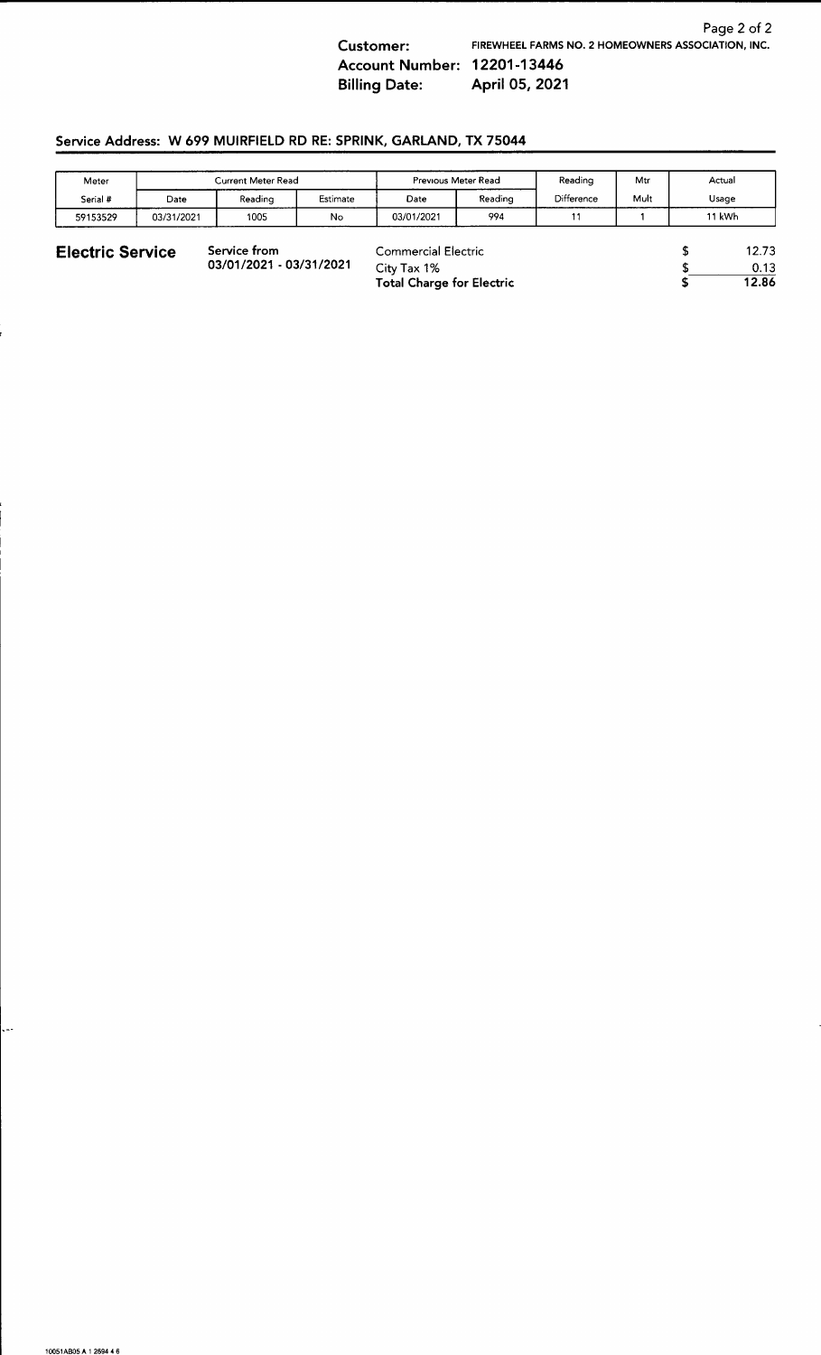**Customer:** FIREWHEEL FARMS NO. 2 HOMEOWNERS ASSOCIATION, INC.
**Account Number:** 12201-13446
**Billing Date:** April 05, 2021

## Service Address: W 699 MUIRFIELD RD RE: SPRINK, GARLAND, TX 75044

| Meter | Current Meter Read | | | Previous Meter Read | | Reading | Mtr | Actual |
|---|---|---|---|---|---|---|---|---|
| Serial # | Date | Reading | Estimate | Date | Reading | Difference | Mult | Usage |
| 59153529 | 03/31/2021 | 1005 | No | 03/01/2021 | 994 | 11 | 1 | 11 kWh |

## Electric Service

Service from
03/01/2021 - 03/31/2021

| | |
|---|---|
| Commercial Electric | $ 12.73 |
| City Tax 1% | $ 0.13 |
| **Total Charge for Electric** | **$ 12.86** |

10051AB05 A 1 2694 4 6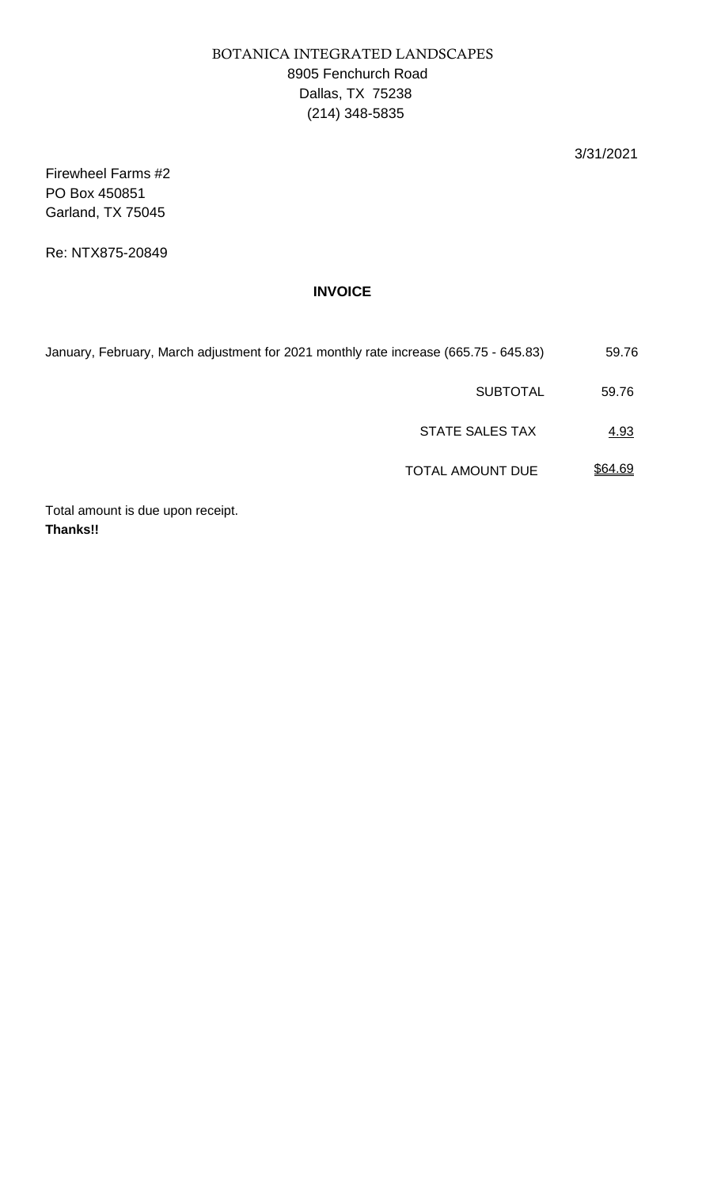BOTANICA INTEGRATED LANDSCAPES
8905 Fenchurch Road
Dallas, TX 75238
(214) 348-5835

3/31/2021

Firewheel Farms #2
PO Box 450851
Garland, TX 75045

Re: NTX875-20849

**INVOICE**

| | |
|---|---|
| January, February, March adjustment for 2021 monthly rate increase (665.75 - 645.83) | 59.76 |
| SUBTOTAL | 59.76 |
| STATE SALES TAX | 4.93 |
| TOTAL AMOUNT DUE | $64.69 |

Total amount is due upon receipt.
**Thanks!!**